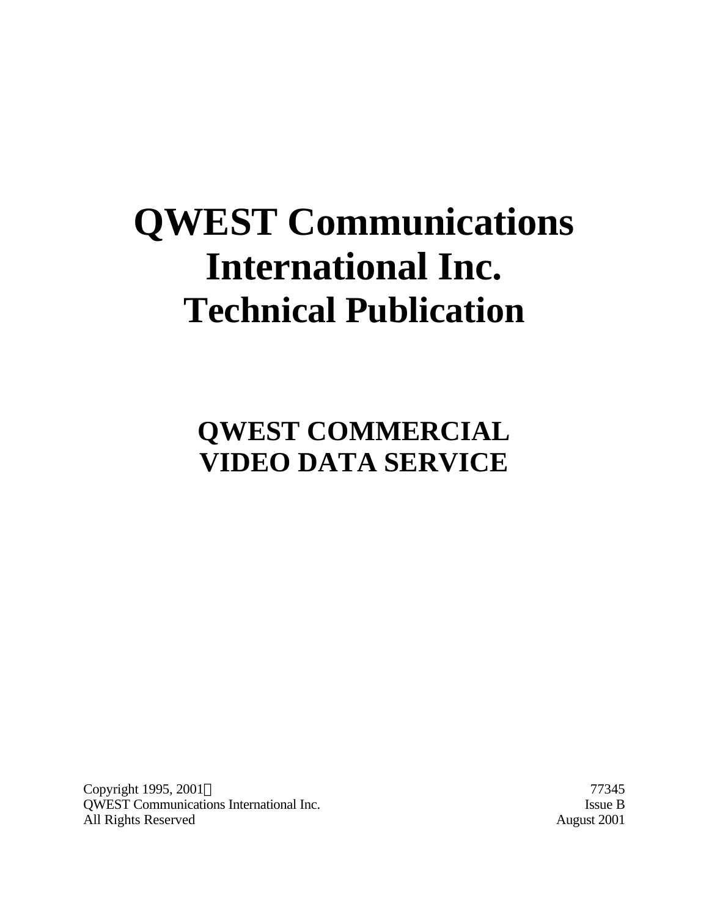# QWEST Communications International Inc.
# Technical Publication

## QWEST COMMERCIAL VIDEO DATA SERVICE

Copyright 1995, 2001©
QWEST Communications International Inc.
All Rights Reserved

77345
Issue B
August 2001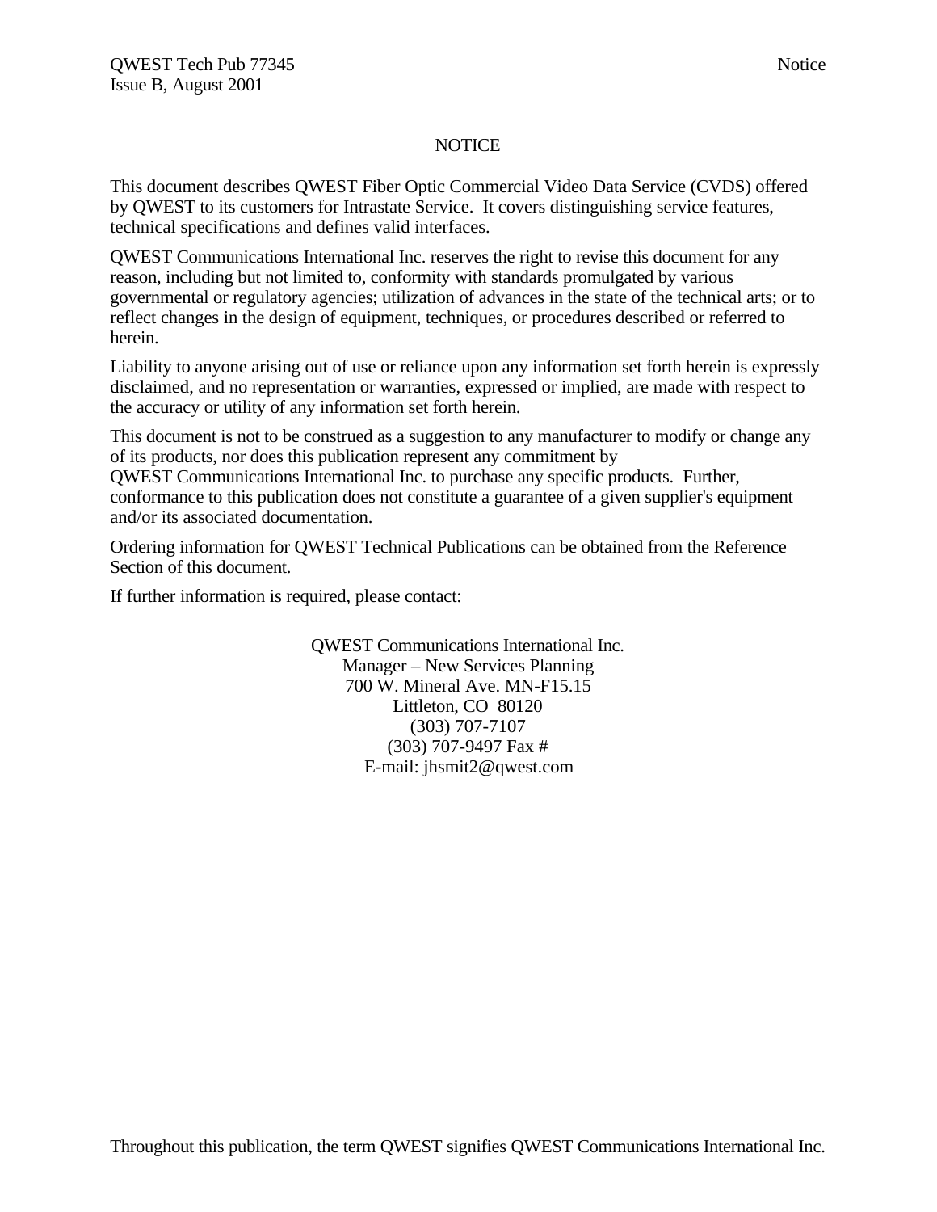# NOTICE

This document describes QWEST Fiber Optic Commercial Video Data Service (CVDS) offered by QWEST to its customers for Intrastate Service. It covers distinguishing service features, technical specifications and defines valid interfaces.

QWEST Communications International Inc. reserves the right to revise this document for any reason, including but not limited to, conformity with standards promulgated by various governmental or regulatory agencies; utilization of advances in the state of the technical arts; or to reflect changes in the design of equipment, techniques, or procedures described or referred to herein.

Liability to anyone arising out of use or reliance upon any information set forth herein is expressly disclaimed, and no representation or warranties, expressed or implied, are made with respect to the accuracy or utility of any information set forth herein.

This document is not to be construed as a suggestion to any manufacturer to modify or change any of its products, nor does this publication represent any commitment by QWEST Communications International Inc. to purchase any specific products. Further, conformance to this publication does not constitute a guarantee of a given supplier's equipment and/or its associated documentation.

Ordering information for QWEST Technical Publications can be obtained from the Reference Section of this document.

If further information is required, please contact:

QWEST Communications International Inc.
Manager – New Services Planning
700 W. Mineral Ave. MN-F15.15
Littleton, CO 80120
(303) 707-7107
(303) 707-9497 Fax #
E-mail: jhsmit2@qwest.com

Throughout this publication, the term QWEST signifies QWEST Communications International Inc.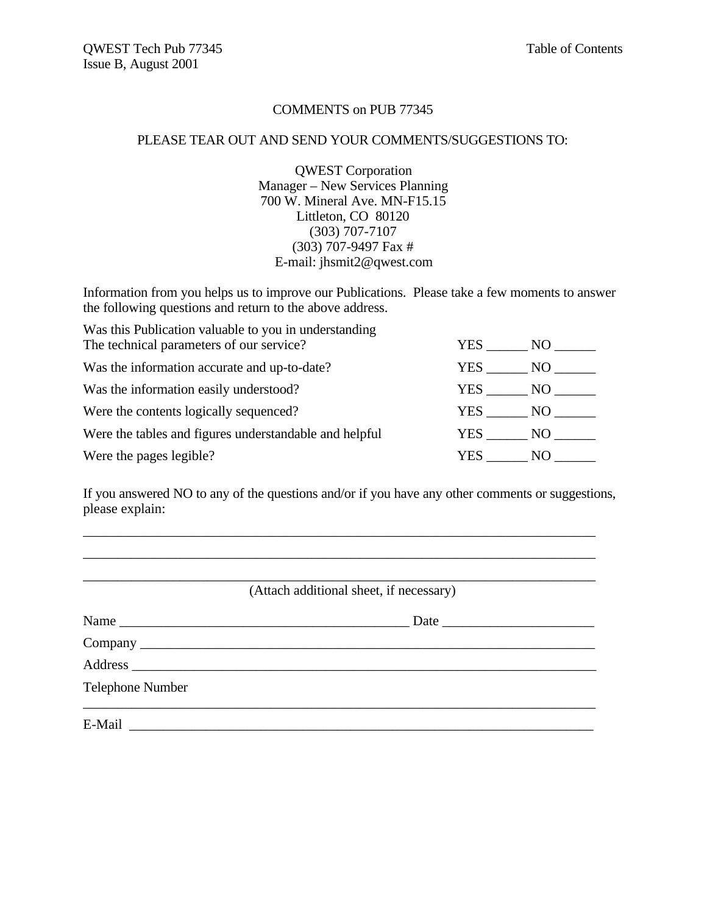## COMMENTS on PUB 77345

PLEASE TEAR OUT AND SEND YOUR COMMENTS/SUGGESTIONS TO:

QWEST Corporation
Manager – New Services Planning
700 W. Mineral Ave. MN-F15.15
Littleton, CO 80120
(303) 707-7107
(303) 707-9497 Fax #
E-mail: jhsmit2@qwest.com

Information from you helps us to improve our Publications. Please take a few moments to answer the following questions and return to the above address.

| | |
|---|---|
| Was this Publication valuable to you in understanding The technical parameters of our service? | YES ______ NO ______ |
| Was the information accurate and up-to-date? | YES ______ NO ______ |
| Was the information easily understood? | YES ______ NO ______ |
| Were the contents logically sequenced? | YES ______ NO ______ |
| Were the tables and figures understandable and helpful | YES ______ NO ______ |
| Were the pages legible? | YES ______ NO ______ |

If you answered NO to any of the questions and/or if you have any other comments or suggestions, please explain:

_____________________________________________________________________________

_____________________________________________________________________________

_____________________________________________________________________________

(Attach additional sheet, if necessary)

Name __________________________________________ Date _____________________

Company ______________________________________________________________

Address _______________________________________________________________

Telephone Number
_____________________________________________________________________________

E-Mail ________________________________________________________________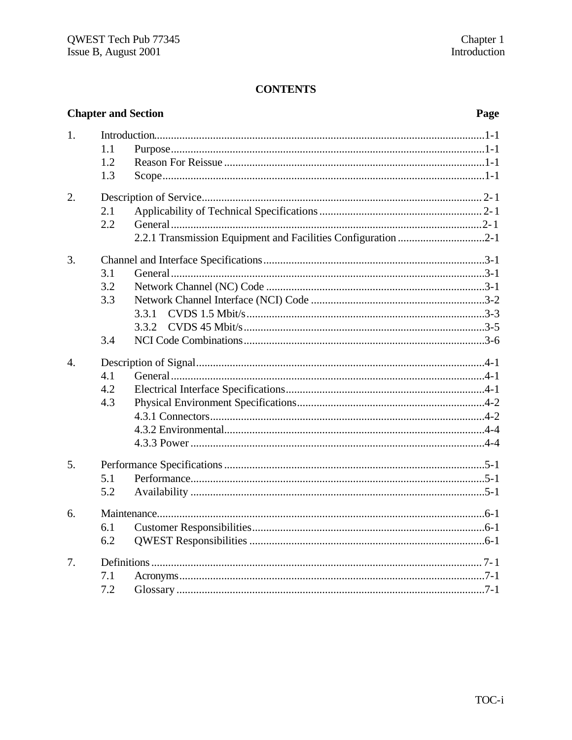**CONTENTS**

| Chapter and Section | | Page |
|---|---|---|
| 1. | Introduction | 1-1 |
| | 1.1 Purpose | 1-1 |
| | 1.2 Reason For Reissue | 1-1 |
| | 1.3 Scope | 1-1 |
| 2. | Description of Service | 2-1 |
| | 2.1 Applicability of Technical Specifications | 2-1 |
| | 2.2 General | 2-1 |
| | 2.2.1 Transmission Equipment and Facilities Configuration | 2-1 |
| 3. | Channel and Interface Specifications | 3-1 |
| | 3.1 General | 3-1 |
| | 3.2 Network Channel (NC) Code | 3-1 |
| | 3.3 Network Channel Interface (NCI) Code | 3-2 |
| | 3.3.1 CVDS 1.5 Mbit/s | 3-3 |
| | 3.3.2 CVDS 45 Mbit/s | 3-5 |
| | 3.4 NCI Code Combinations | 3-6 |
| 4. | Description of Signal | 4-1 |
| | 4.1 General | 4-1 |
| | 4.2 Electrical Interface Specifications | 4-1 |
| | 4.3 Physical Environment Specifications | 4-2 |
| | 4.3.1 Connectors | 4-2 |
| | 4.3.2 Environmental | 4-4 |
| | 4.3.3 Power | 4-4 |
| 5. | Performance Specifications | 5-1 |
| | 5.1 Performance | 5-1 |
| | 5.2 Availability | 5-1 |
| 6. | Maintenance | 6-1 |
| | 6.1 Customer Responsibilities | 6-1 |
| | 6.2 QWEST Responsibilities | 6-1 |
| 7. | Definitions | 7-1 |
| | 7.1 Acronyms | 7-1 |
| | 7.2 Glossary | 7-1 |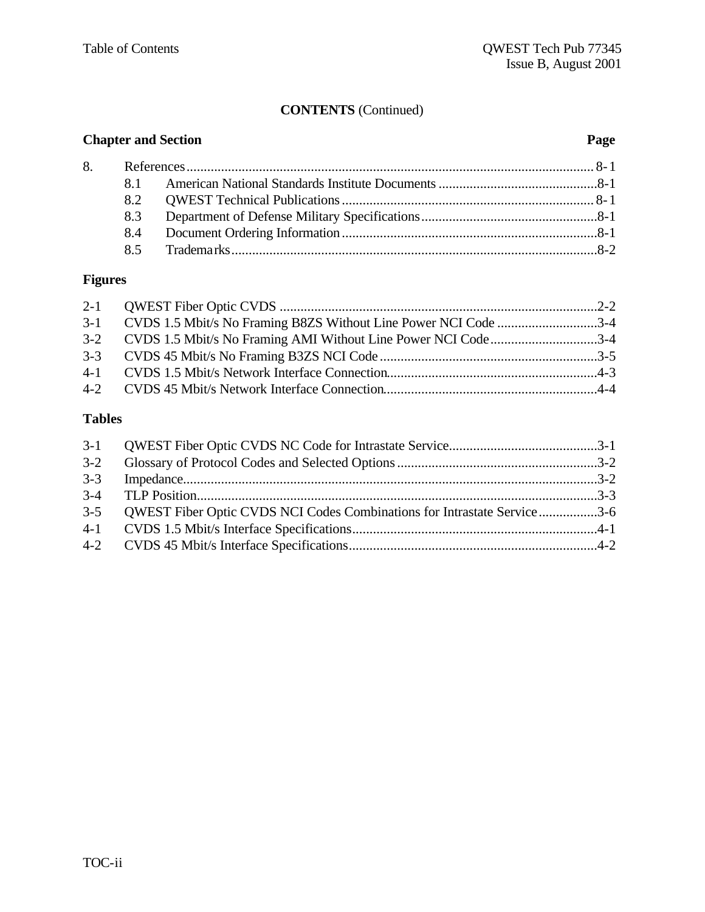**CONTENTS** (Continued)

| Chapter and Section | | Page |
|---|---|---|
| 8. | References | 8-1 |
| 8.1 | American National Standards Institute Documents | 8-1 |
| 8.2 | QWEST Technical Publications | 8-1 |
| 8.3 | Department of Defense Military Specifications | 8-1 |
| 8.4 | Document Ordering Information | 8-1 |
| 8.5 | Trademarks | 8-2 |

**Figures**

| | | |
|---|---|---|
| 2-1 | QWEST Fiber Optic CVDS | 2-2 |
| 3-1 | CVDS 1.5 Mbit/s No Framing B8ZS Without Line Power NCI Code | 3-4 |
| 3-2 | CVDS 1.5 Mbit/s No Framing AMI Without Line Power NCI Code | 3-4 |
| 3-3 | CVDS 45 Mbit/s No Framing B3ZS NCI Code | 3-5 |
| 4-1 | CVDS 1.5 Mbit/s Network Interface Connection | 4-3 |
| 4-2 | CVDS 45 Mbit/s Network Interface Connection | 4-4 |

**Tables**

| | | |
|---|---|---|
| 3-1 | QWEST Fiber Optic CVDS NC Code for Intrastate Service | 3-1 |
| 3-2 | Glossary of Protocol Codes and Selected Options | 3-2 |
| 3-3 | Impedance | 3-2 |
| 3-4 | TLP Position | 3-3 |
| 3-5 | QWEST Fiber Optic CVDS NCI Codes Combinations for Intrastate Service | 3-6 |
| 4-1 | CVDS 1.5 Mbit/s Interface Specifications | 4-1 |
| 4-2 | CVDS 45 Mbit/s Interface Specifications | 4-2 |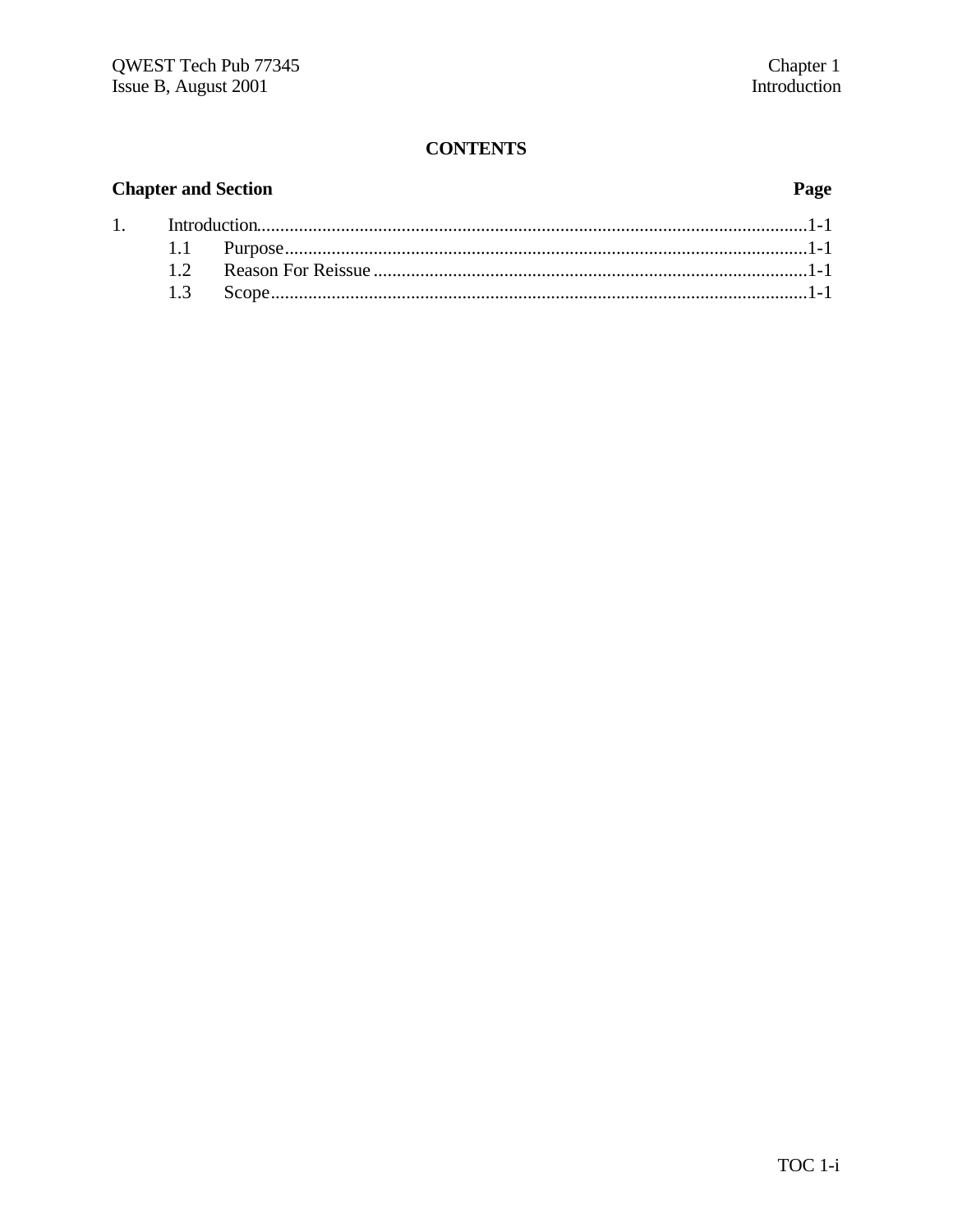**CONTENTS**

| Chapter and Section | | Page |
|---|---|---|
| 1. | Introduction | 1-1 |
| | 1.1 Purpose | 1-1 |
| | 1.2 Reason For Reissue | 1-1 |
| | 1.3 Scope | 1-1 |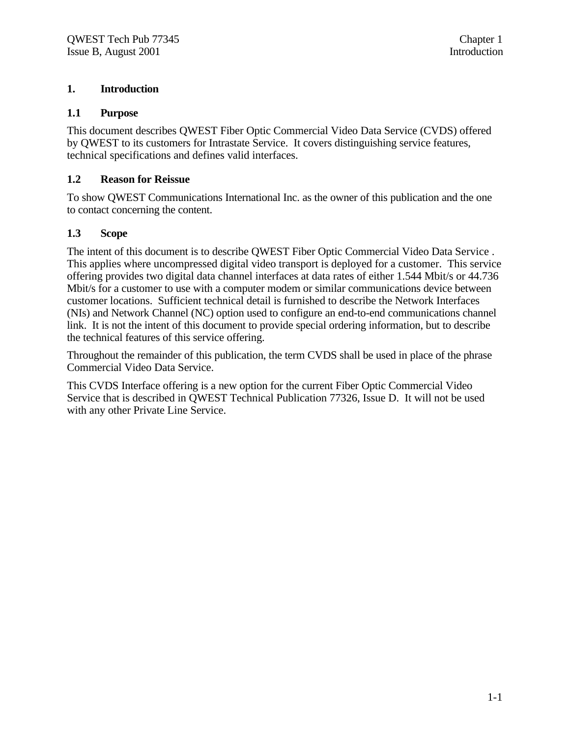# 1. Introduction

## 1.1 Purpose

This document describes QWEST Fiber Optic Commercial Video Data Service (CVDS) offered by QWEST to its customers for Intrastate Service. It covers distinguishing service features, technical specifications and defines valid interfaces.

## 1.2 Reason for Reissue

To show QWEST Communications International Inc. as the owner of this publication and the one to contact concerning the content.

## 1.3 Scope

The intent of this document is to describe QWEST Fiber Optic Commercial Video Data Service . This applies where uncompressed digital video transport is deployed for a customer. This service offering provides two digital data channel interfaces at data rates of either 1.544 Mbit/s or 44.736 Mbit/s for a customer to use with a computer modem or similar communications device between customer locations. Sufficient technical detail is furnished to describe the Network Interfaces (NIs) and Network Channel (NC) option used to configure an end-to-end communications channel link. It is not the intent of this document to provide special ordering information, but to describe the technical features of this service offering.

Throughout the remainder of this publication, the term CVDS shall be used in place of the phrase Commercial Video Data Service.

This CVDS Interface offering is a new option for the current Fiber Optic Commercial Video Service that is described in QWEST Technical Publication 77326, Issue D. It will not be used with any other Private Line Service.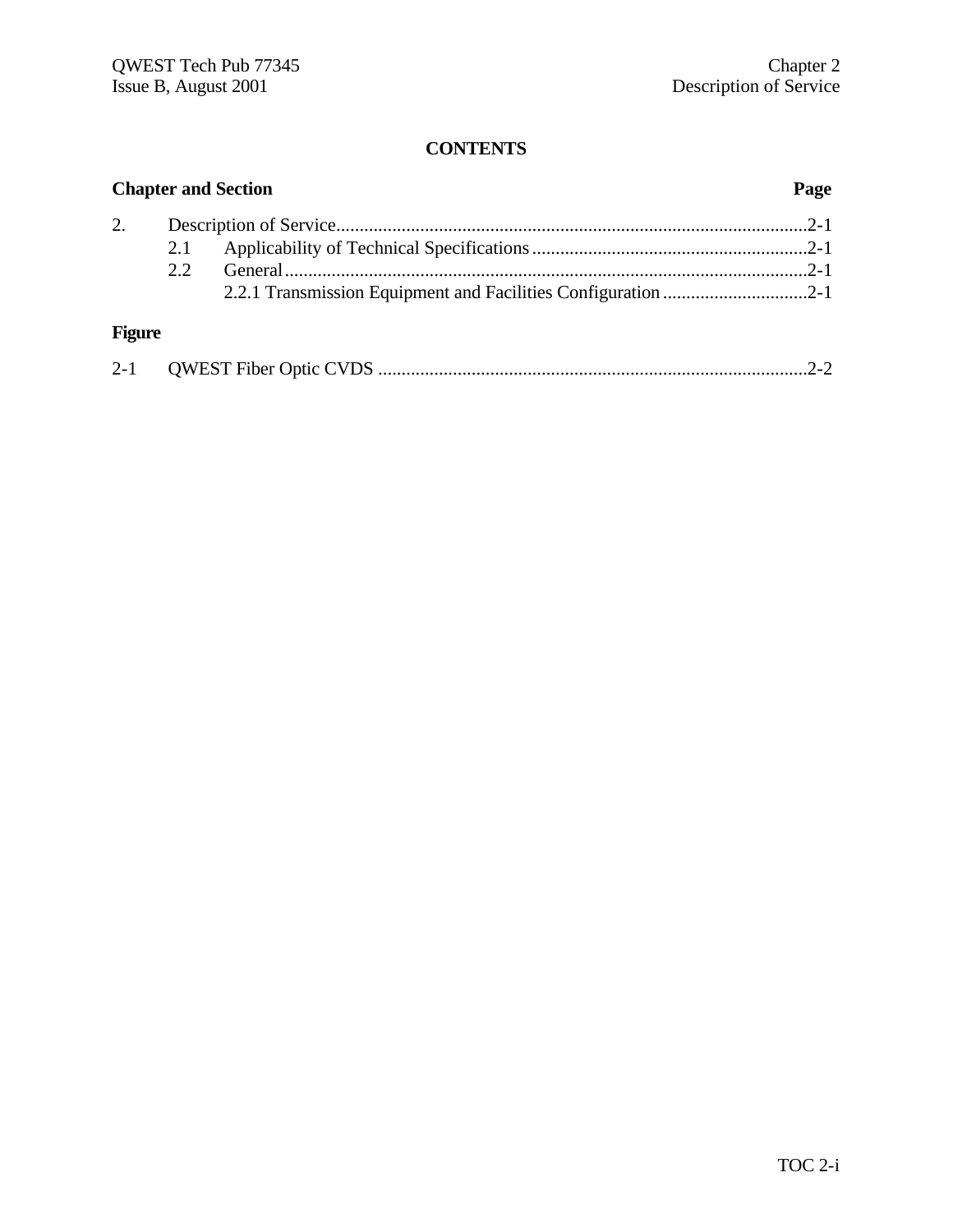# CONTENTS

**Chapter and Section** **Page**

2. Description of Service......................................................................................................2-1
   - 2.1 Applicability of Technical Specifications............................................................2-1
   - 2.2 General..................................................................................................................2-1
     - 2.2.1 Transmission Equipment and Facilities Configuration................................2-1

**Figure**

2-1 QWEST Fiber Optic CVDS ............................................................................................2-2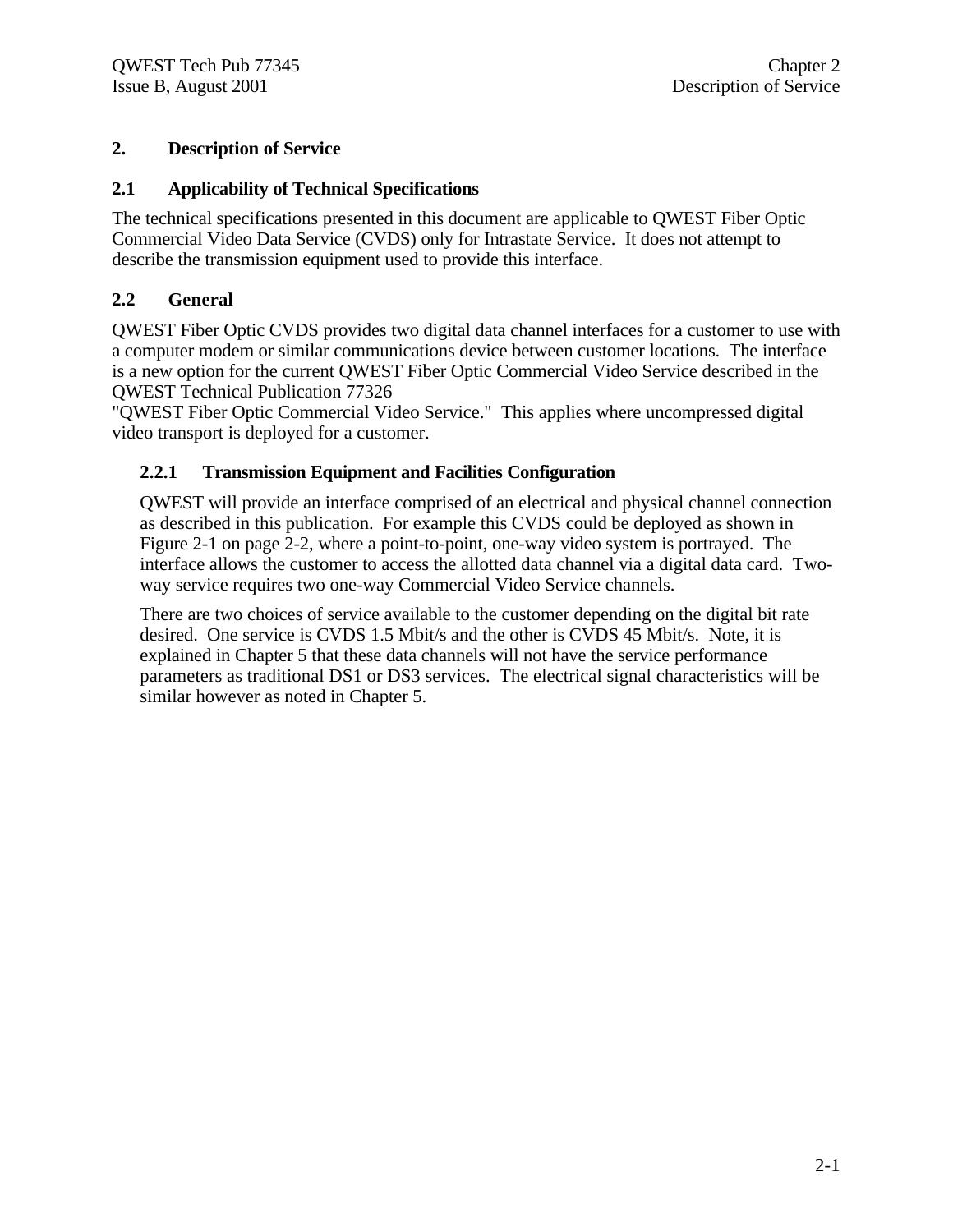# 2. Description of Service

## 2.1 Applicability of Technical Specifications

The technical specifications presented in this document are applicable to QWEST Fiber Optic Commercial Video Data Service (CVDS) only for Intrastate Service. It does not attempt to describe the transmission equipment used to provide this interface.

## 2.2 General

QWEST Fiber Optic CVDS provides two digital data channel interfaces for a customer to use with a computer modem or similar communications device between customer locations. The interface is a new option for the current QWEST Fiber Optic Commercial Video Service described in the QWEST Technical Publication 77326
"QWEST Fiber Optic Commercial Video Service." This applies where uncompressed digital video transport is deployed for a customer.

### 2.2.1 Transmission Equipment and Facilities Configuration

QWEST will provide an interface comprised of an electrical and physical channel connection as described in this publication. For example this CVDS could be deployed as shown in Figure 2-1 on page 2-2, where a point-to-point, one-way video system is portrayed. The interface allows the customer to access the allotted data channel via a digital data card. Two-way service requires two one-way Commercial Video Service channels.

There are two choices of service available to the customer depending on the digital bit rate desired. One service is CVDS 1.5 Mbit/s and the other is CVDS 45 Mbit/s. Note, it is explained in Chapter 5 that these data channels will not have the service performance parameters as traditional DS1 or DS3 services. The electrical signal characteristics will be similar however as noted in Chapter 5.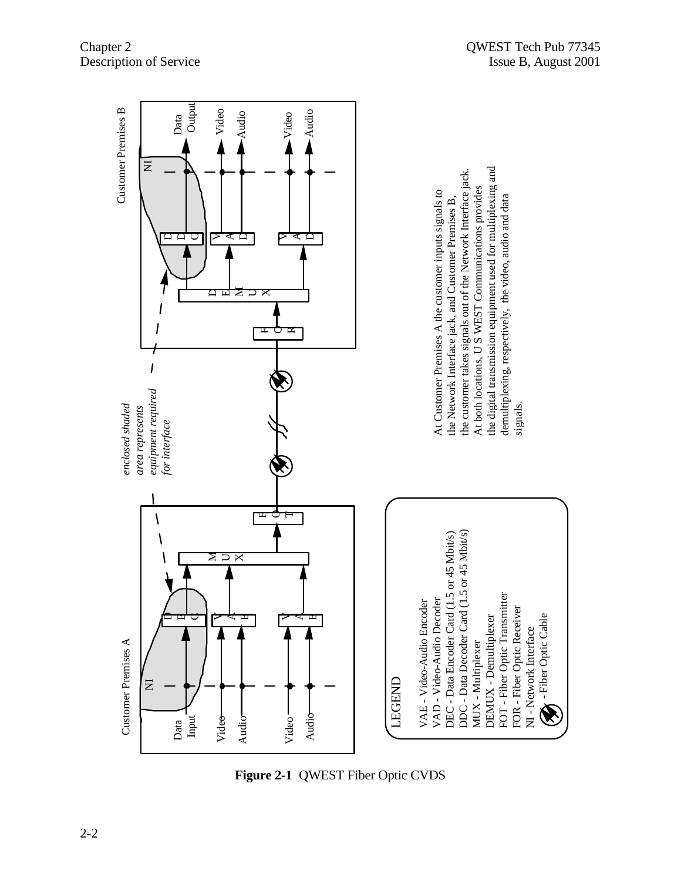enclosed shaded area represents equipment required for interface

At Customer Premises A the customer inputs signals to the Network Interface jack, and Customer Premises B, the customer takes signals out of the Network Interface jack. At both locations, U S WEST Communications provides the digital transmission equipment used for multiplexing and demultiplexing, respectively, the video, audio and data signals.

LEGEND

- VAE - Video-Audio Encoder
- VAD - Video-Audio Decoder
- DEC - Data Encoder Card (1.5 or 45 Mbit/s)
- DDC - Data Decoder Card (1.5 or 45 Mbit/s)
- MUX - Multiplexer
- DEMUX - Demultiplexer
- FOT - Fiber Optic Transmitter
- FOR - Fiber Optic Receiver
- NI - Network Interface
- Fiber Optic Cable

**Figure 2-1** QWEST Fiber Optic CVDS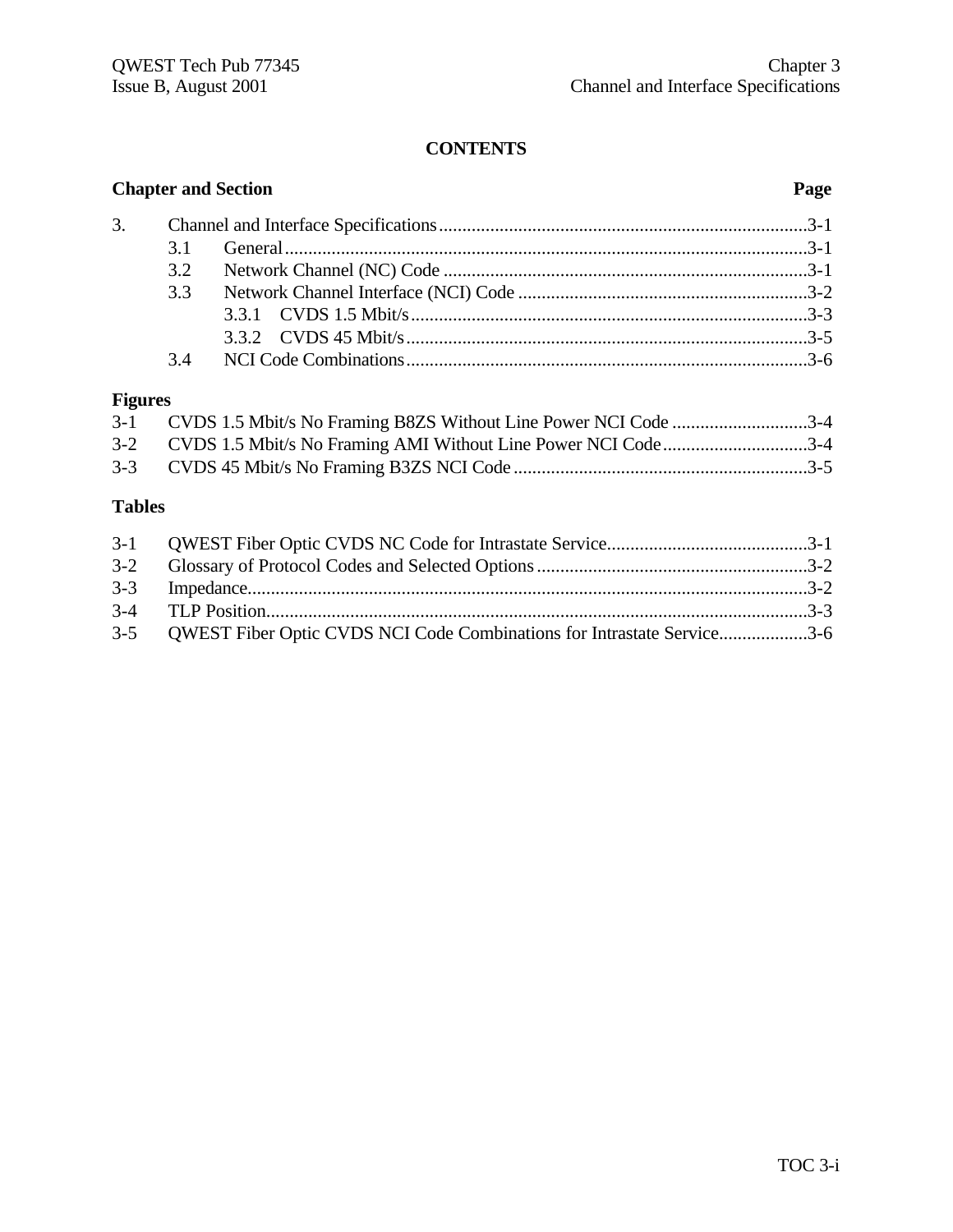**CONTENTS**

| Chapter and Section | | | Page |
|---|---|---|---|
| 3. | Channel and Interface Specifications | | 3-1 |
| | 3.1 | General | 3-1 |
| | 3.2 | Network Channel (NC) Code | 3-1 |
| | 3.3 | Network Channel Interface (NCI) Code | 3-2 |
| | | 3.3.1 CVDS 1.5 Mbit/s | 3-3 |
| | | 3.3.2 CVDS 45 Mbit/s | 3-5 |
| | 3.4 | NCI Code Combinations | 3-6 |

**Figures**

| | | |
|---|---|---|
| 3-1 | CVDS 1.5 Mbit/s No Framing B8ZS Without Line Power NCI Code | 3-4 |
| 3-2 | CVDS 1.5 Mbit/s No Framing AMI Without Line Power NCI Code | 3-4 |
| 3-3 | CVDS 45 Mbit/s No Framing B3ZS NCI Code | 3-5 |

**Tables**

| | | |
|---|---|---|
| 3-1 | QWEST Fiber Optic CVDS NC Code for Intrastate Service | 3-1 |
| 3-2 | Glossary of Protocol Codes and Selected Options | 3-2 |
| 3-3 | Impedance | 3-2 |
| 3-4 | TLP Position | 3-3 |
| 3-5 | QWEST Fiber Optic CVDS NCI Code Combinations for Intrastate Service | 3-6 |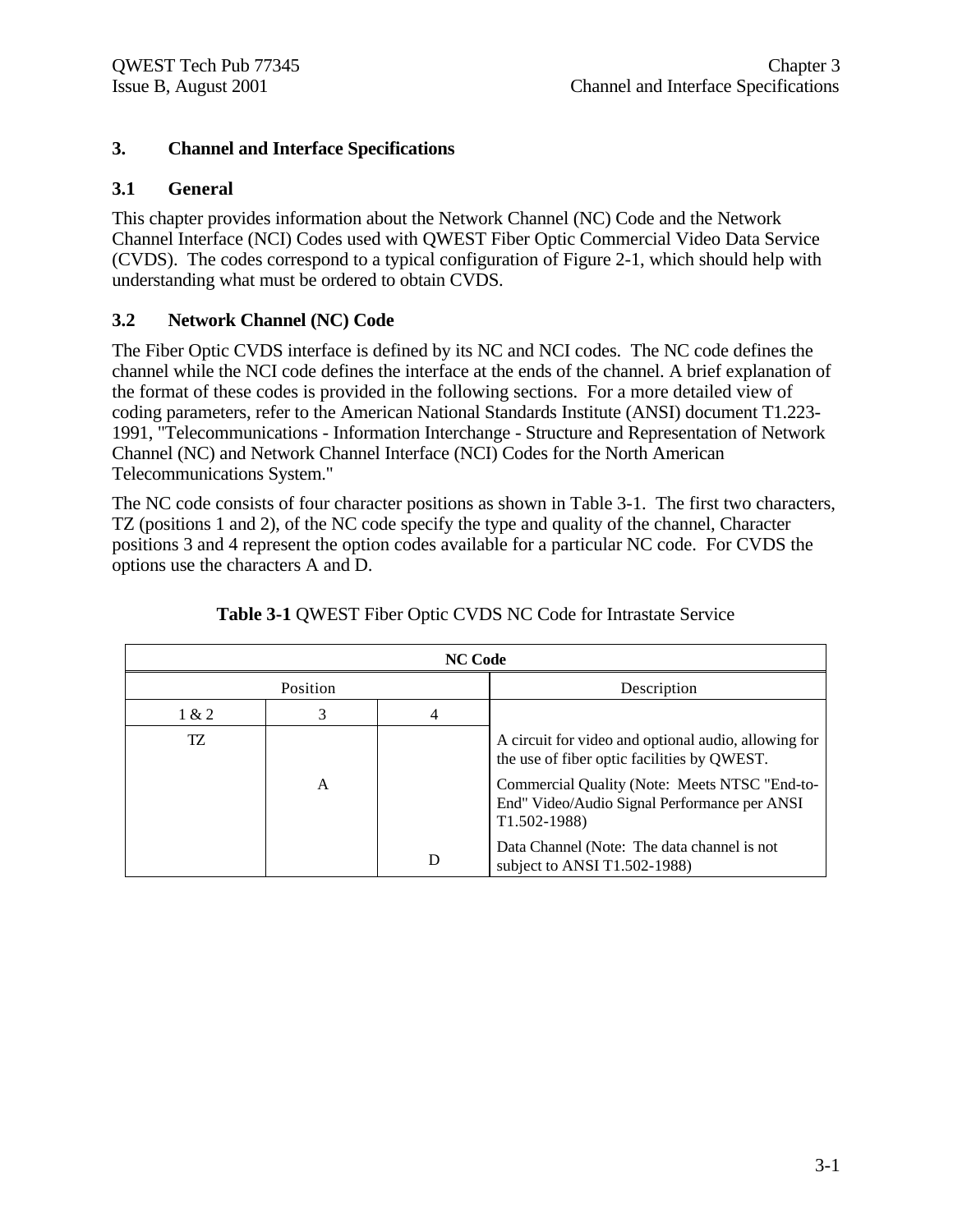## 3. Channel and Interface Specifications

### 3.1 General

This chapter provides information about the Network Channel (NC) Code and the Network Channel Interface (NCI) Codes used with QWEST Fiber Optic Commercial Video Data Service (CVDS). The codes correspond to a typical configuration of Figure 2-1, which should help with understanding what must be ordered to obtain CVDS.

### 3.2 Network Channel (NC) Code

The Fiber Optic CVDS interface is defined by its NC and NCI codes. The NC code defines the channel while the NCI code defines the interface at the ends of the channel. A brief explanation of the format of these codes is provided in the following sections. For a more detailed view of coding parameters, refer to the American National Standards Institute (ANSI) document T1.223-1991, "Telecommunications - Information Interchange - Structure and Representation of Network Channel (NC) and Network Channel Interface (NCI) Codes for the North American Telecommunications System."

The NC code consists of four character positions as shown in Table 3-1. The first two characters, TZ (positions 1 and 2), of the NC code specify the type and quality of the channel, Character positions 3 and 4 represent the option codes available for a particular NC code. For CVDS the options use the characters A and D.

**Table 3-1** QWEST Fiber Optic CVDS NC Code for Intrastate Service

| **NC Code** | | | |
|---|---|---|---|
| Position | | | Description |
| 1 & 2 | 3 | 4 | |
| TZ | | | A circuit for video and optional audio, allowing for the use of fiber optic facilities by QWEST. |
| | A | | Commercial Quality (Note: Meets NTSC "End-to-End" Video/Audio Signal Performance per ANSI T1.502-1988) |
| | | D | Data Channel (Note: The data channel is not subject to ANSI T1.502-1988) |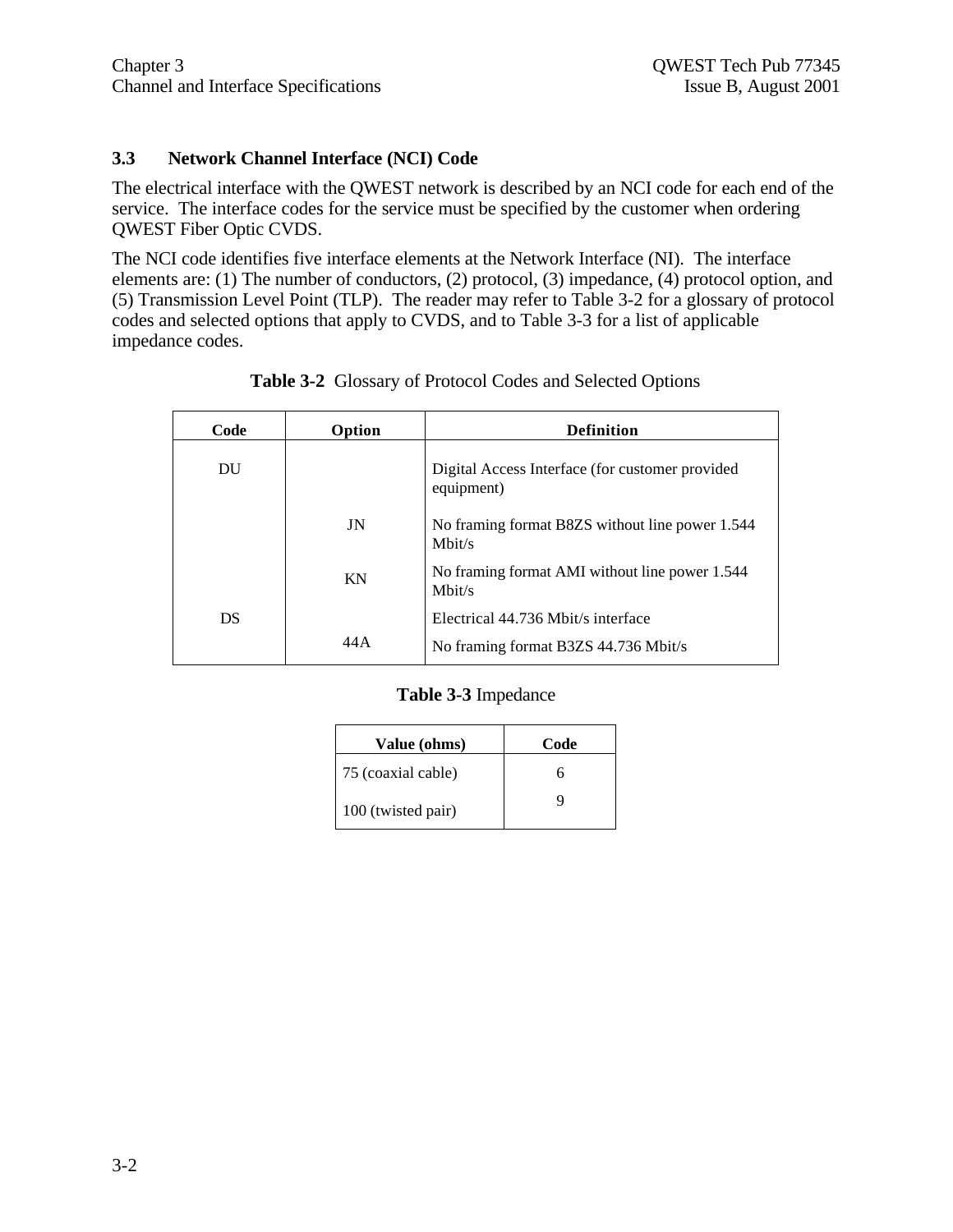### 3.3 Network Channel Interface (NCI) Code

The electrical interface with the QWEST network is described by an NCI code for each end of the service. The interface codes for the service must be specified by the customer when ordering QWEST Fiber Optic CVDS.

The NCI code identifies five interface elements at the Network Interface (NI). The interface elements are: (1) The number of conductors, (2) protocol, (3) impedance, (4) protocol option, and (5) Transmission Level Point (TLP). The reader may refer to Table 3-2 for a glossary of protocol codes and selected options that apply to CVDS, and to Table 3-3 for a list of applicable impedance codes.

**Table 3-2** Glossary of Protocol Codes and Selected Options

| Code | Option | Definition |
|---|---|---|
| DU | | Digital Access Interface (for customer provided equipment) |
| | JN | No framing format B8ZS without line power 1.544 Mbit/s |
| | KN | No framing format AMI without line power 1.544 Mbit/s |
| DS | | Electrical 44.736 Mbit/s interface |
| | 44A | No framing format B3ZS 44.736 Mbit/s |

**Table 3-3** Impedance

| Value (ohms) | Code |
|---|---|
| 75 (coaxial cable) | 6 |
| 100 (twisted pair) | 9 |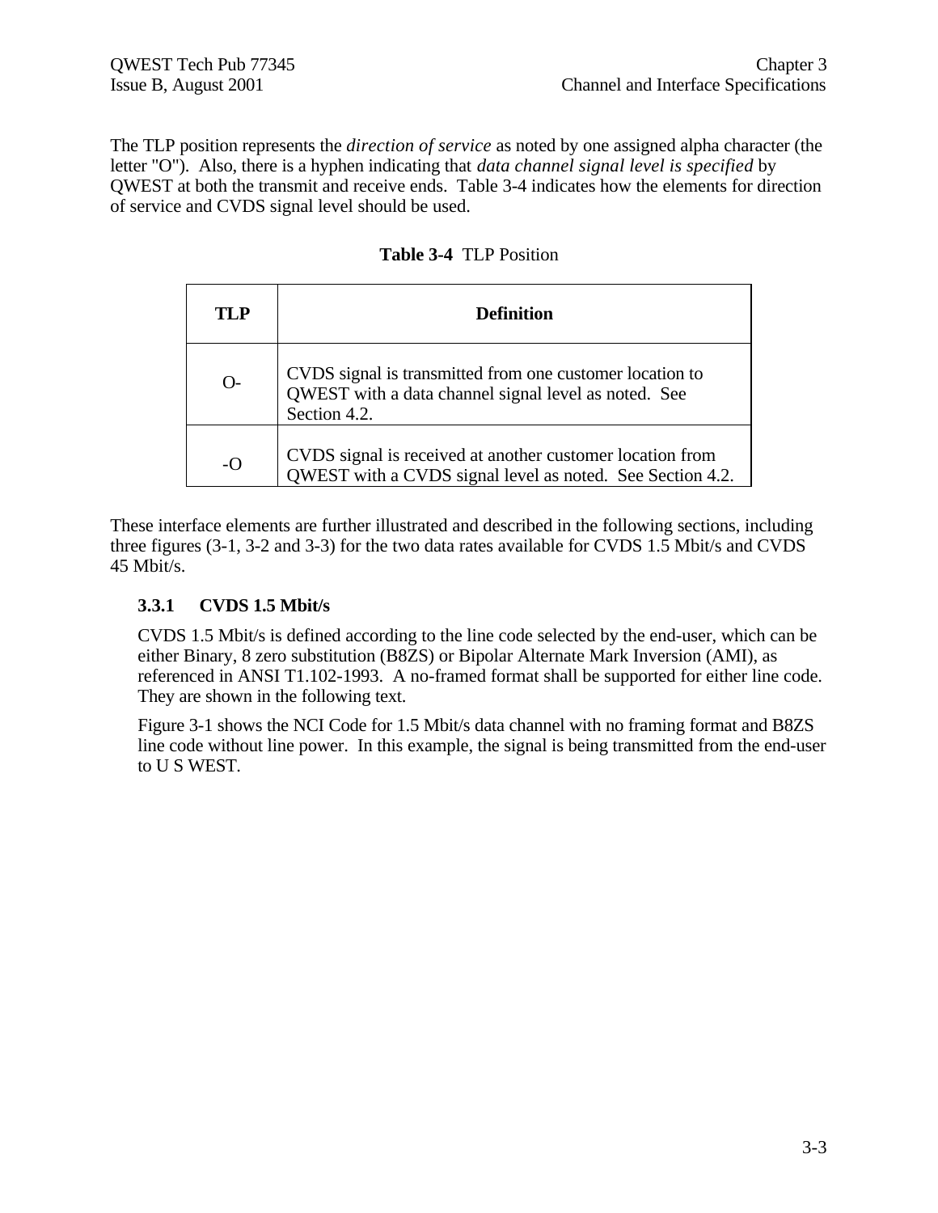The TLP position represents the *direction of service* as noted by one assigned alpha character (the letter "O"). Also, there is a hyphen indicating that *data channel signal level is specified* by QWEST at both the transmit and receive ends. Table 3-4 indicates how the elements for direction of service and CVDS signal level should be used.

**Table 3-4** TLP Position

| TLP | Definition |
|---|---|
| O- | CVDS signal is transmitted from one customer location to QWEST with a data channel signal level as noted. See Section 4.2. |
| -O | CVDS signal is received at another customer location from QWEST with a CVDS signal level as noted. See Section 4.2. |

These interface elements are further illustrated and described in the following sections, including three figures (3-1, 3-2 and 3-3) for the two data rates available for CVDS 1.5 Mbit/s and CVDS 45 Mbit/s.

### 3.3.1 CVDS 1.5 Mbit/s

CVDS 1.5 Mbit/s is defined according to the line code selected by the end-user, which can be either Binary, 8 zero substitution (B8ZS) or Bipolar Alternate Mark Inversion (AMI), as referenced in ANSI T1.102-1993. A no-framed format shall be supported for either line code. They are shown in the following text.

Figure 3-1 shows the NCI Code for 1.5 Mbit/s data channel with no framing format and B8ZS line code without line power. In this example, the signal is being transmitted from the end-user to U S WEST.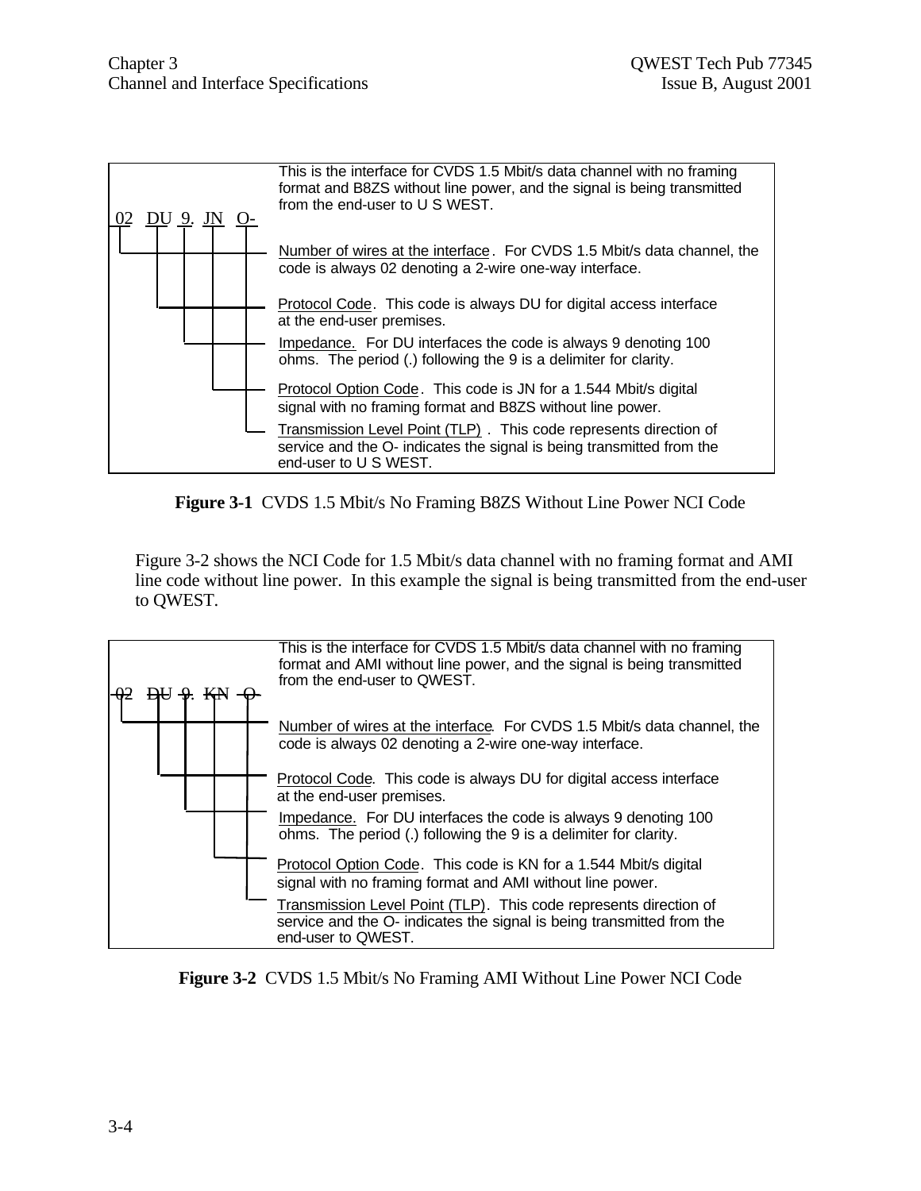| 02 DU 9. JN O- | This is the interface for CVDS 1.5 Mbit/s data channel with no framing format and B8ZS without line power, and the signal is being transmitted from the end-user to U S WEST. |
|---|---|
| 02 | Number of wires at the interface. For CVDS 1.5 Mbit/s data channel, the code is always 02 denoting a 2-wire one-way interface. |
| DU | Protocol Code. This code is always DU for digital access interface at the end-user premises. |
| 9. | Impedance. For DU interfaces the code is always 9 denoting 100 ohms. The period (.) following the 9 is a delimiter for clarity. |
| JN | Protocol Option Code. This code is JN for a 1.544 Mbit/s digital signal with no framing format and B8ZS without line power. |
| O- | Transmission Level Point (TLP). This code represents direction of service and the O- indicates the signal is being transmitted from the end-user to U S WEST. |

**Figure 3-1** CVDS 1.5 Mbit/s No Framing B8ZS Without Line Power NCI Code

Figure 3-2 shows the NCI Code for 1.5 Mbit/s data channel with no framing format and AMI line code without line power. In this example the signal is being transmitted from the end-user to QWEST.

| 02 DU 9. KN O- | This is the interface for CVDS 1.5 Mbit/s data channel with no framing format and AMI without line power, and the signal is being transmitted from the end-user to QWEST. |
|---|---|
| 02 | Number of wires at the interface. For CVDS 1.5 Mbit/s data channel, the code is always 02 denoting a 2-wire one-way interface. |
| DU | Protocol Code. This code is always DU for digital access interface at the end-user premises. |
| 9. | Impedance. For DU interfaces the code is always 9 denoting 100 ohms. The period (.) following the 9 is a delimiter for clarity. |
| KN | Protocol Option Code. This code is KN for a 1.544 Mbit/s digital signal with no framing format and AMI without line power. |
| O- | Transmission Level Point (TLP). This code represents direction of service and the O- indicates the signal is being transmitted from the end-user to QWEST. |

**Figure 3-2** CVDS 1.5 Mbit/s No Framing AMI Without Line Power NCI Code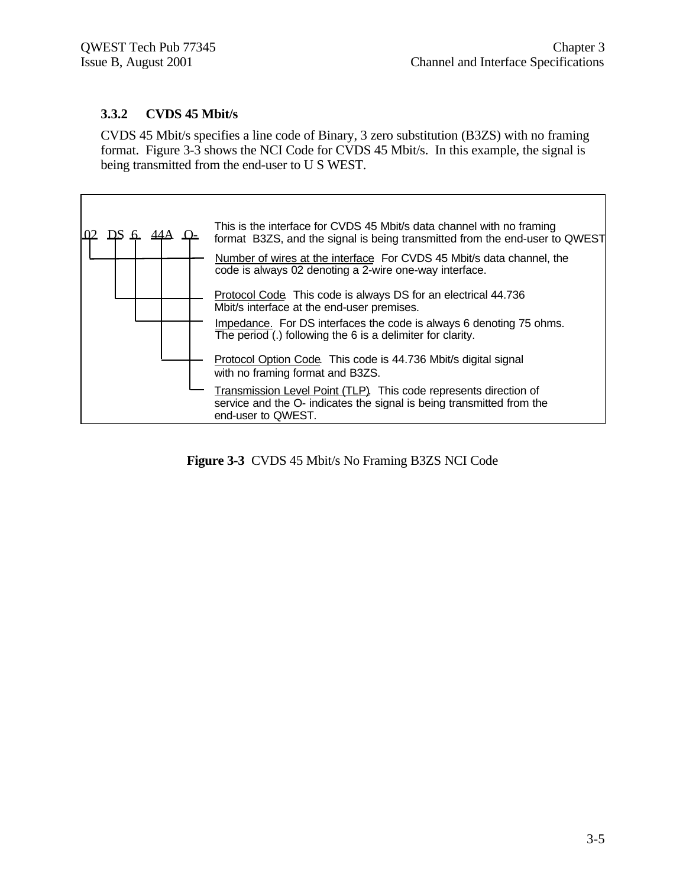### 3.3.2 CVDS 45 Mbit/s

CVDS 45 Mbit/s specifies a line code of Binary, 3 zero substitution (B3ZS) with no framing format. Figure 3-3 shows the NCI Code for CVDS 45 Mbit/s. In this example, the signal is being transmitted from the end-user to U S WEST.

02 DS 6. 44A O-

This is the interface for CVDS 45 Mbit/s data channel with no framing format B3ZS, and the signal is being transmitted from the end-user to QWEST

Number of wires at the interface. For CVDS 45 Mbit/s data channel, the code is always 02 denoting a 2-wire one-way interface.

Protocol Code. This code is always DS for an electrical 44.736 Mbit/s interface at the end-user premises.

Impedance. For DS interfaces the code is always 6 denoting 75 ohms. The period (.) following the 6 is a delimiter for clarity.

Protocol Option Code. This code is 44.736 Mbit/s digital signal with no framing format and B3ZS.

Transmission Level Point (TLP). This code represents direction of service and the O- indicates the signal is being transmitted from the end-user to QWEST.

**Figure 3-3** CVDS 45 Mbit/s No Framing B3ZS NCI Code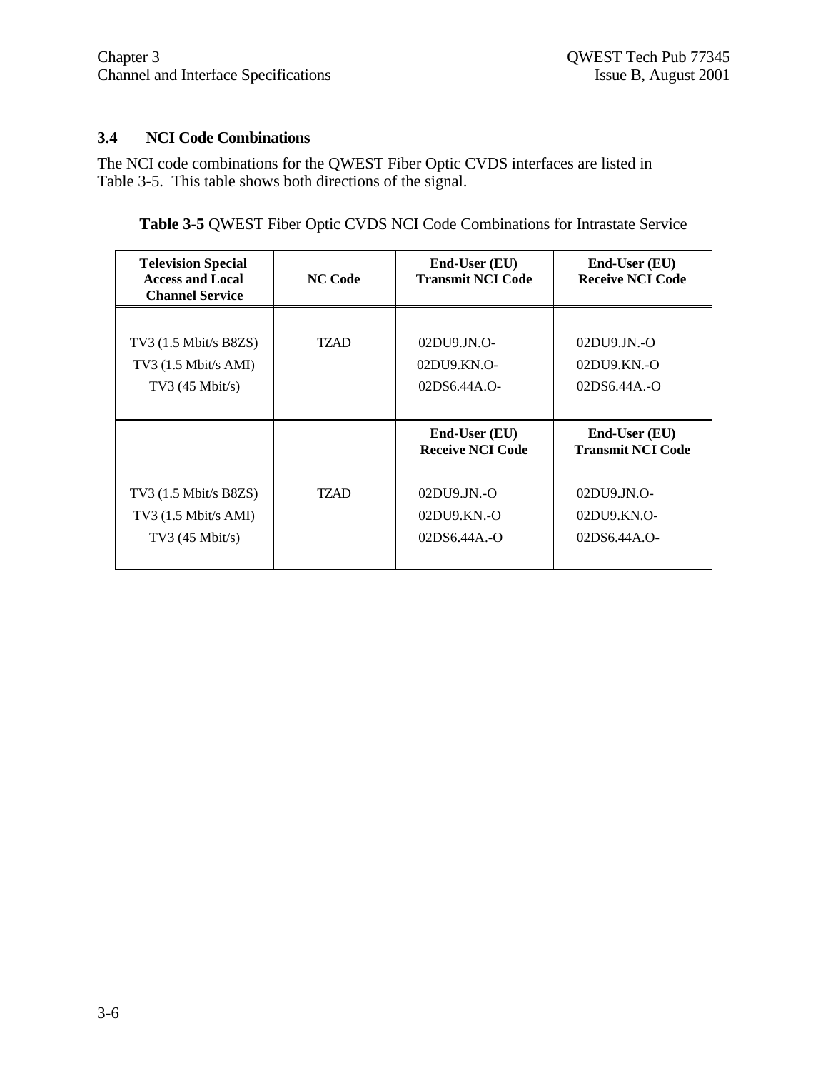## 3.4 NCI Code Combinations

The NCI code combinations for the QWEST Fiber Optic CVDS interfaces are listed in Table 3-5. This table shows both directions of the signal.

**Table 3-5** QWEST Fiber Optic CVDS NCI Code Combinations for Intrastate Service

| Television Special Access and Local Channel Service | NC Code | End-User (EU) Transmit NCI Code | End-User (EU) Receive NCI Code |
|---|---|---|---|
| TV3 (1.5 Mbit/s B8ZS) | TZAD | 02DU9.JN.O- | 02DU9.JN.-O |
| TV3 (1.5 Mbit/s AMI) | | 02DU9.KN.O- | 02DU9.KN.-O |
| TV3 (45 Mbit/s) | | 02DS6.44A.O- | 02DS6.44A.-O |
| | | **End-User (EU) Receive NCI Code** | **End-User (EU) Transmit NCI Code** |
| TV3 (1.5 Mbit/s B8ZS) | TZAD | 02DU9.JN.-O | 02DU9.JN.O- |
| TV3 (1.5 Mbit/s AMI) | | 02DU9.KN.-O | 02DU9.KN.O- |
| TV3 (45 Mbit/s) | | 02DS6.44A.-O | 02DS6.44A.O- |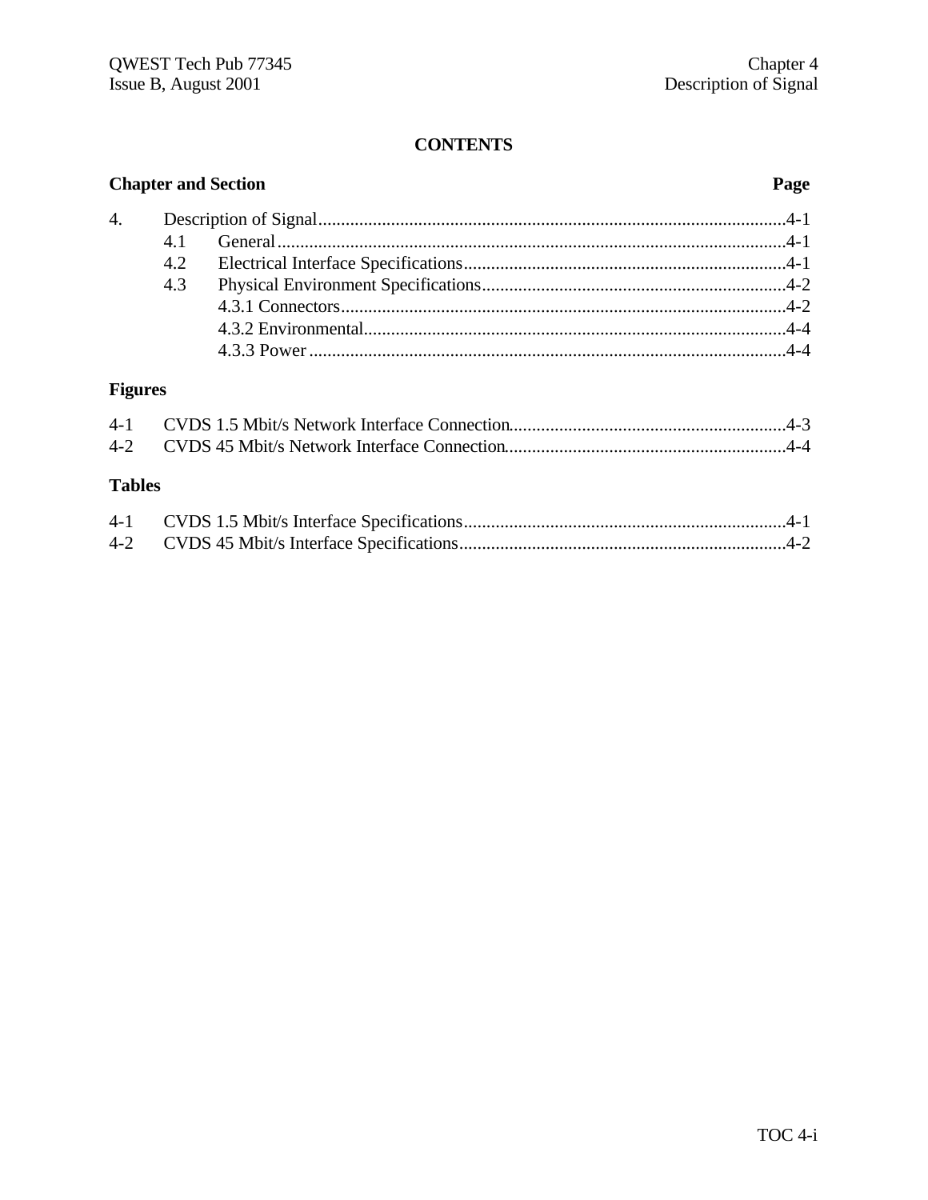## CONTENTS

| Chapter and Section | | | Page |
|---|---|---|---|
| 4. | Description of Signal | | 4-1 |
| | 4.1 | General | 4-1 |
| | 4.2 | Electrical Interface Specifications | 4-1 |
| | 4.3 | Physical Environment Specifications | 4-2 |
| | | 4.3.1 Connectors | 4-2 |
| | | 4.3.2 Environmental | 4-4 |
| | | 4.3.3 Power | 4-4 |

### Figures

| | | |
|---|---|---|
| 4-1 | CVDS 1.5 Mbit/s Network Interface Connection | 4-3 |
| 4-2 | CVDS 45 Mbit/s Network Interface Connection | 4-4 |

### Tables

| | | |
|---|---|---|
| 4-1 | CVDS 1.5 Mbit/s Interface Specifications | 4-1 |
| 4-2 | CVDS 45 Mbit/s Interface Specifications | 4-2 |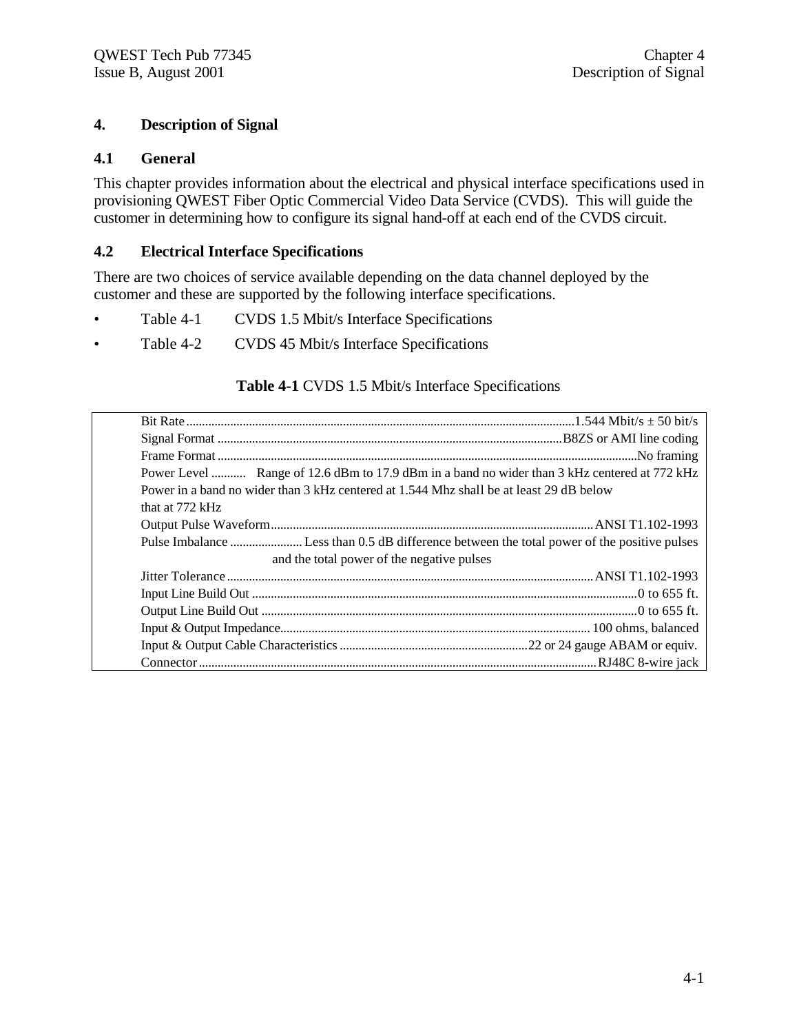# 4. Description of Signal

## 4.1 General

This chapter provides information about the electrical and physical interface specifications used in provisioning QWEST Fiber Optic Commercial Video Data Service (CVDS). This will guide the customer in determining how to configure its signal hand-off at each end of the CVDS circuit.

## 4.2 Electrical Interface Specifications

There are two choices of service available depending on the data channel deployed by the customer and these are supported by the following interface specifications.

- Table 4-1 CVDS 1.5 Mbit/s Interface Specifications
- Table 4-2 CVDS 45 Mbit/s Interface Specifications

**Table 4-1** CVDS 1.5 Mbit/s Interface Specifications

| Parameter | Specification |
|---|---|
| Bit Rate | 1.544 Mbit/s ± 50 bit/s |
| Signal Format | B8ZS or AMI line coding |
| Frame Format | No framing |
| Power Level | Range of 12.6 dBm to 17.9 dBm in a band no wider than 3 kHz centered at 772 kHz |
| | Power in a band no wider than 3 kHz centered at 1.544 Mhz shall be at least 29 dB below that at 772 kHz |
| Output Pulse Waveform | ANSI T1.102-1993 |
| Pulse Imbalance | Less than 0.5 dB difference between the total power of the positive pulses and the total power of the negative pulses |
| Jitter Tolerance | ANSI T1.102-1993 |
| Input Line Build Out | 0 to 655 ft. |
| Output Line Build Out | 0 to 655 ft. |
| Input & Output Impedance | 100 ohms, balanced |
| Input & Output Cable Characteristics | 22 or 24 gauge ABAM or equiv. |
| Connector | RJ48C 8-wire jack |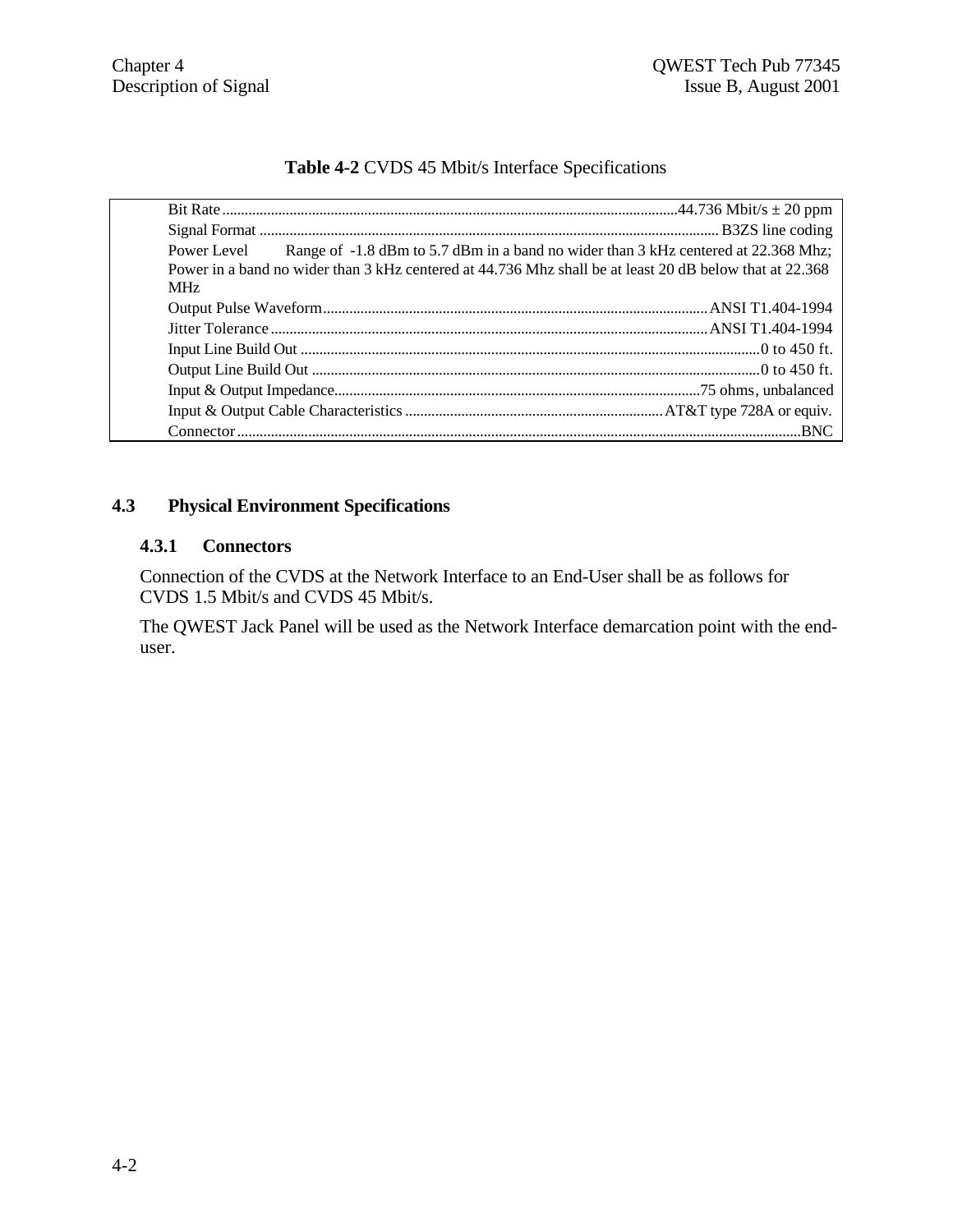**Table 4-2** CVDS 45 Mbit/s Interface Specifications

| Parameter | Specification |
|---|---|
| Bit Rate | 44.736 Mbit/s ± 20 ppm |
| Signal Format | B3ZS line coding |
| Power Level | Range of -1.8 dBm to 5.7 dBm in a band no wider than 3 kHz centered at 22.368 Mhz; Power in a band no wider than 3 kHz centered at 44.736 Mhz shall be at least 20 dB below that at 22.368 MHz |
| Output Pulse Waveform | ANSI T1.404-1994 |
| Jitter Tolerance | ANSI T1.404-1994 |
| Input Line Build Out | 0 to 450 ft. |
| Output Line Build Out | 0 to 450 ft. |
| Input & Output Impedance | 75 ohms, unbalanced |
| Input & Output Cable Characteristics | AT&T type 728A or equiv. |
| Connector | BNC |

## 4.3 Physical Environment Specifications

### 4.3.1 Connectors

Connection of the CVDS at the Network Interface to an End-User shall be as follows for CVDS 1.5 Mbit/s and CVDS 45 Mbit/s.

The QWEST Jack Panel will be used as the Network Interface demarcation point with the end-user.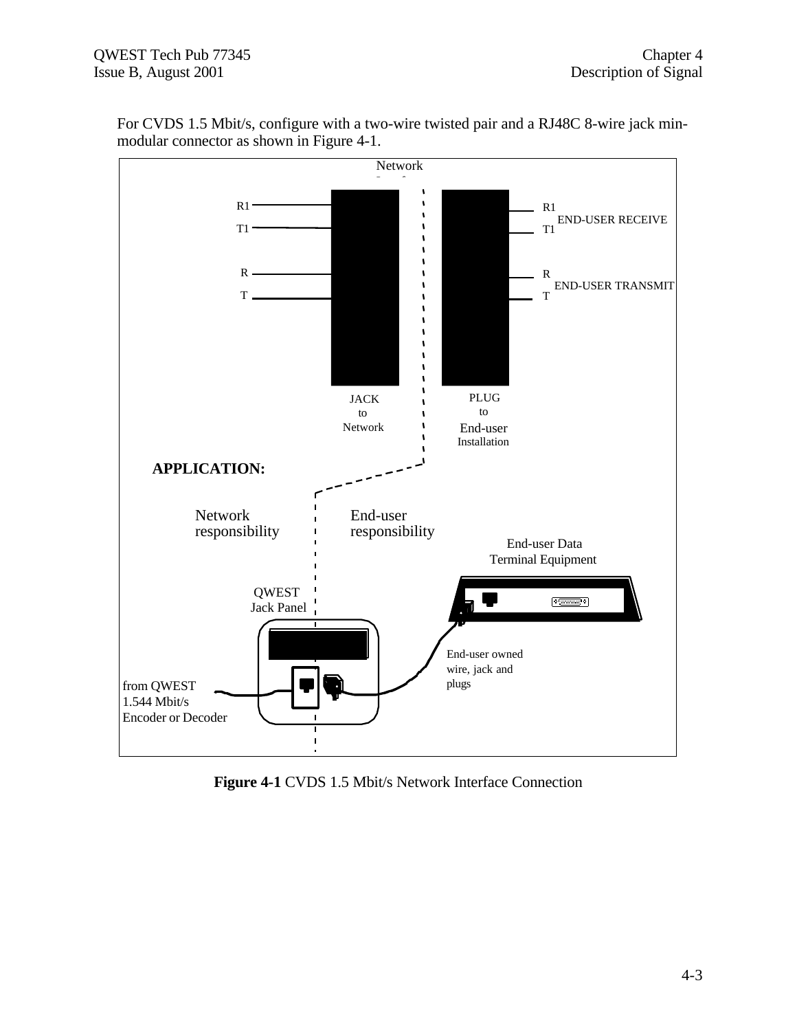For CVDS 1.5 Mbit/s, configure with a two-wire twisted pair and a RJ48C 8-wire jack min-modular connector as shown in Figure 4-1.

Network Interface

R1
T1

R
T

R1
T1 END-USER RECEIVE

R
T END-USER TRANSMIT

JACK to Network

PLUG to End-user Installation

**APPLICATION:**

Network responsibility

End-user responsibility

End-user Data Terminal Equipment

QWEST Jack Panel

End-user owned wire, jack and plugs

from QWEST 1.544 Mbit/s Encoder or Decoder

**Figure 4-1** CVDS 1.5 Mbit/s Network Interface Connection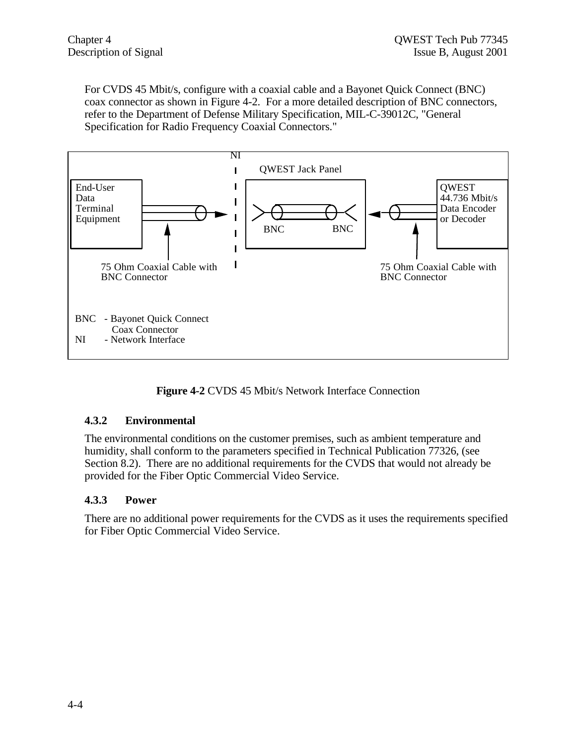For CVDS 45 Mbit/s, configure with a coaxial cable and a Bayonet Quick Connect (BNC) coax connector as shown in Figure 4-2. For a more detailed description of BNC connectors, refer to the Department of Defense Military Specification, MIL-C-39012C, "General Specification for Radio Frequency Coaxial Connectors."

NI

QWEST Jack Panel

End-User Data Terminal Equipment

BNC BNC

QWEST 44.736 Mbit/s Data Encoder or Decoder

75 Ohm Coaxial Cable with BNC Connector

75 Ohm Coaxial Cable with BNC Connector

BNC - Bayonet Quick Connect Coax Connector
NI - Network Interface

**Figure 4-2** CVDS 45 Mbit/s Network Interface Connection

### 4.3.2 Environmental

The environmental conditions on the customer premises, such as ambient temperature and humidity, shall conform to the parameters specified in Technical Publication 77326, (see Section 8.2). There are no additional requirements for the CVDS that would not already be provided for the Fiber Optic Commercial Video Service.

### 4.3.3 Power

There are no additional power requirements for the CVDS as it uses the requirements specified for Fiber Optic Commercial Video Service.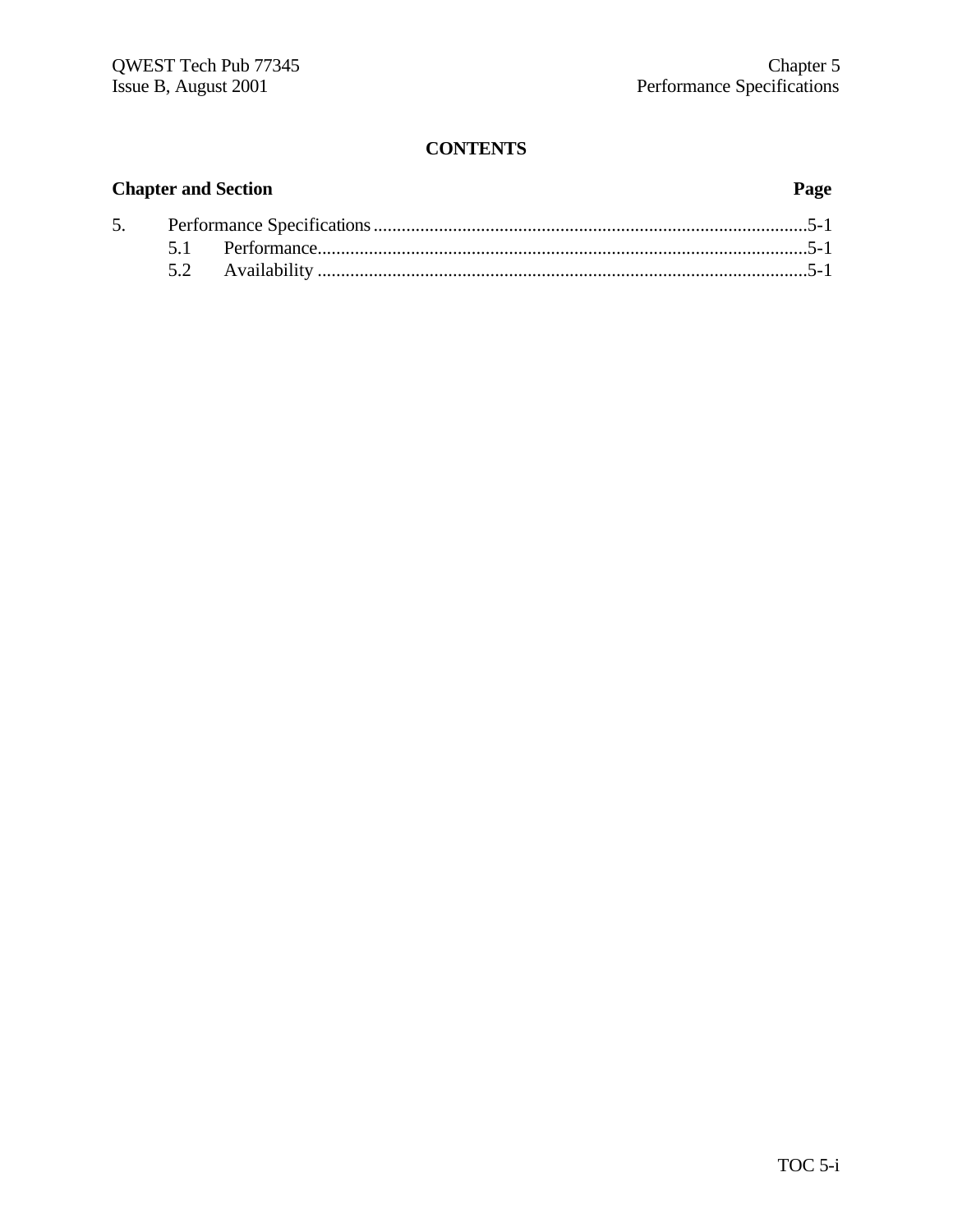**CONTENTS**

| Chapter and Section | | Page |
|---|---|---|
| 5. | Performance Specifications | 5-1 |
| 5.1 | Performance | 5-1 |
| 5.2 | Availability | 5-1 |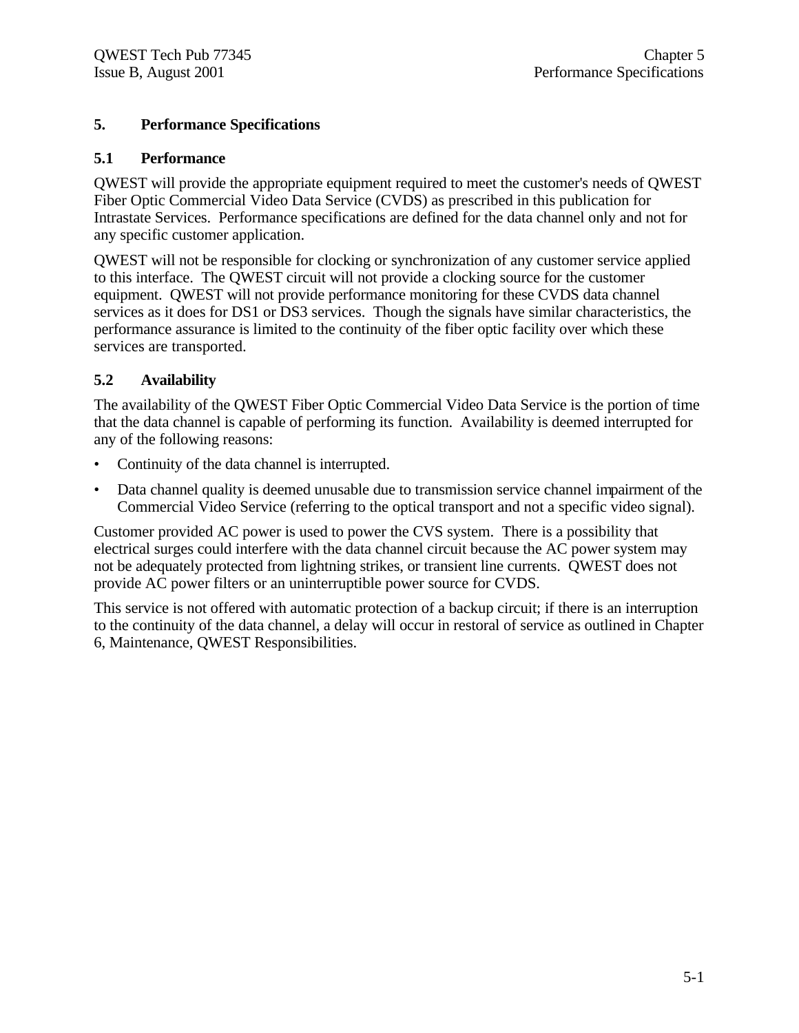# 5. Performance Specifications

## 5.1 Performance

QWEST will provide the appropriate equipment required to meet the customer's needs of QWEST Fiber Optic Commercial Video Data Service (CVDS) as prescribed in this publication for Intrastate Services. Performance specifications are defined for the data channel only and not for any specific customer application.

QWEST will not be responsible for clocking or synchronization of any customer service applied to this interface. The QWEST circuit will not provide a clocking source for the customer equipment. QWEST will not provide performance monitoring for these CVDS data channel services as it does for DS1 or DS3 services. Though the signals have similar characteristics, the performance assurance is limited to the continuity of the fiber optic facility over which these services are transported.

## 5.2 Availability

The availability of the QWEST Fiber Optic Commercial Video Data Service is the portion of time that the data channel is capable of performing its function. Availability is deemed interrupted for any of the following reasons:

- Continuity of the data channel is interrupted.
- Data channel quality is deemed unusable due to transmission service channel impairment of the Commercial Video Service (referring to the optical transport and not a specific video signal).

Customer provided AC power is used to power the CVS system. There is a possibility that electrical surges could interfere with the data channel circuit because the AC power system may not be adequately protected from lightning strikes, or transient line currents. QWEST does not provide AC power filters or an uninterruptible power source for CVDS.

This service is not offered with automatic protection of a backup circuit; if there is an interruption to the continuity of the data channel, a delay will occur in restoral of service as outlined in Chapter 6, Maintenance, QWEST Responsibilities.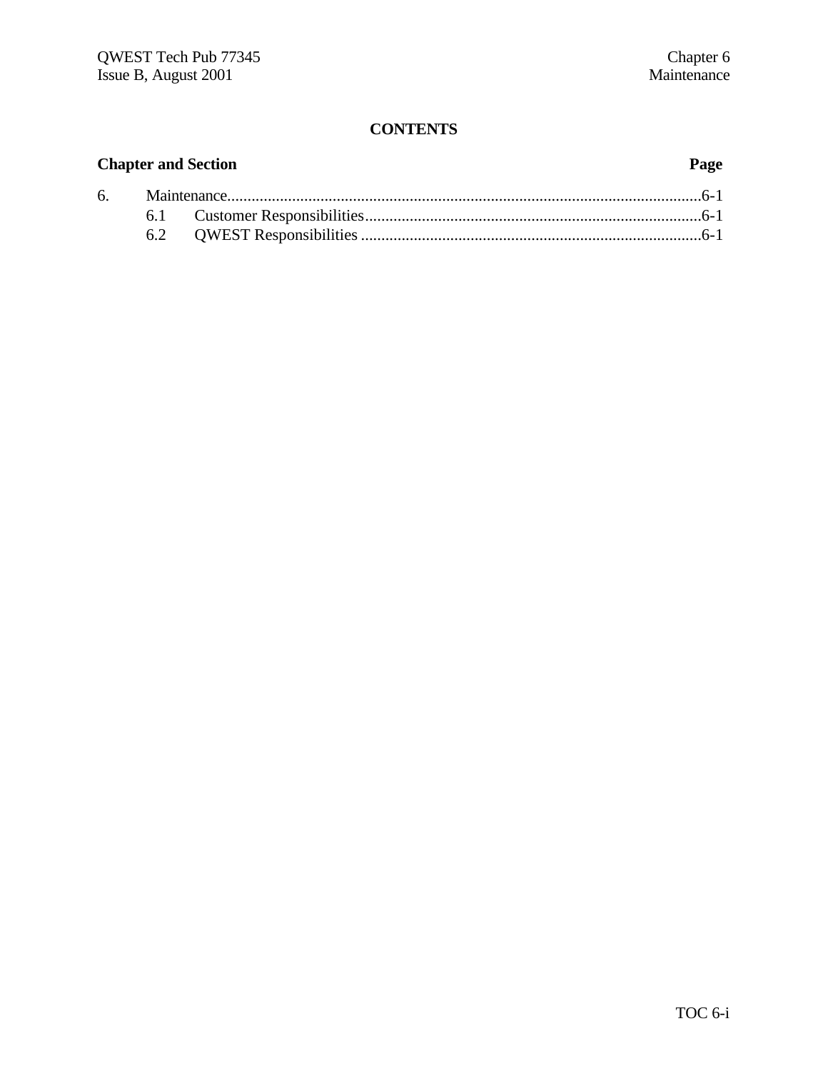# CONTENTS

| Chapter and Section | | Page |
|---|---|---|
| 6. | Maintenance | 6-1 |
| | 6.1 Customer Responsibilities | 6-1 |
| | 6.2 QWEST Responsibilities | 6-1 |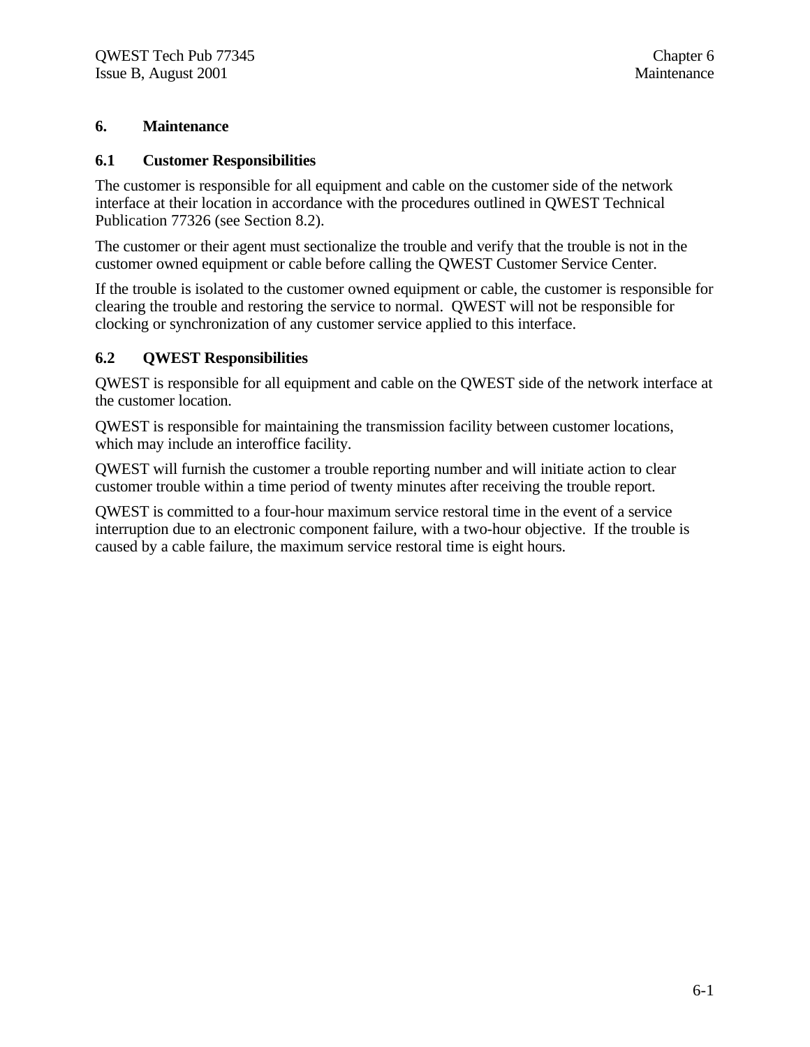# 6. Maintenance

## 6.1 Customer Responsibilities

The customer is responsible for all equipment and cable on the customer side of the network interface at their location in accordance with the procedures outlined in QWEST Technical Publication 77326 (see Section 8.2).

The customer or their agent must sectionalize the trouble and verify that the trouble is not in the customer owned equipment or cable before calling the QWEST Customer Service Center.

If the trouble is isolated to the customer owned equipment or cable, the customer is responsible for clearing the trouble and restoring the service to normal. QWEST will not be responsible for clocking or synchronization of any customer service applied to this interface.

## 6.2 QWEST Responsibilities

QWEST is responsible for all equipment and cable on the QWEST side of the network interface at the customer location.

QWEST is responsible for maintaining the transmission facility between customer locations, which may include an interoffice facility.

QWEST will furnish the customer a trouble reporting number and will initiate action to clear customer trouble within a time period of twenty minutes after receiving the trouble report.

QWEST is committed to a four-hour maximum service restoral time in the event of a service interruption due to an electronic component failure, with a two-hour objective. If the trouble is caused by a cable failure, the maximum service restoral time is eight hours.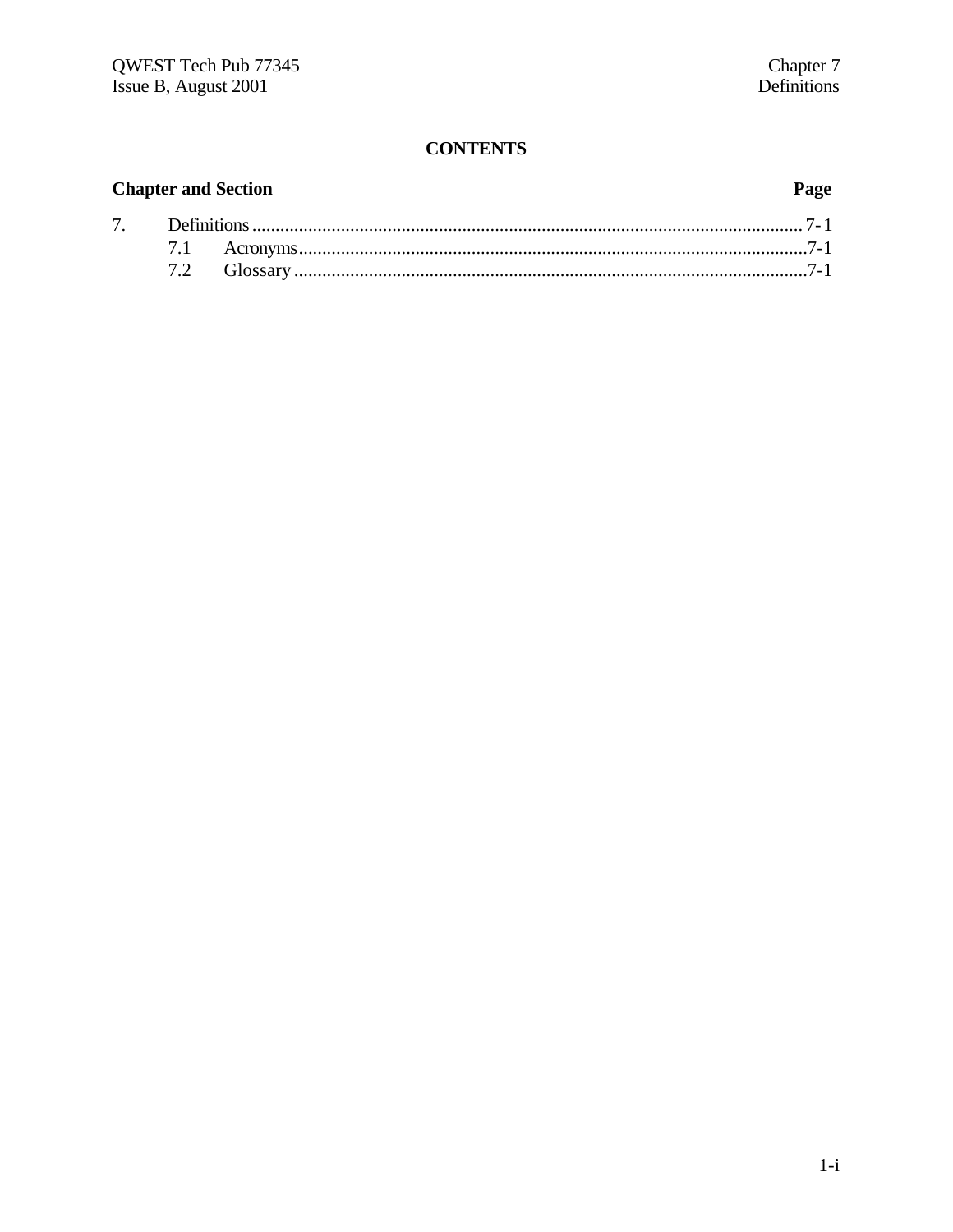**CONTENTS**

| Chapter and Section | | Page |
|---|---|---|
| 7. | Definitions | 7-1 |
| | 7.1 Acronyms | 7-1 |
| | 7.2 Glossary | 7-1 |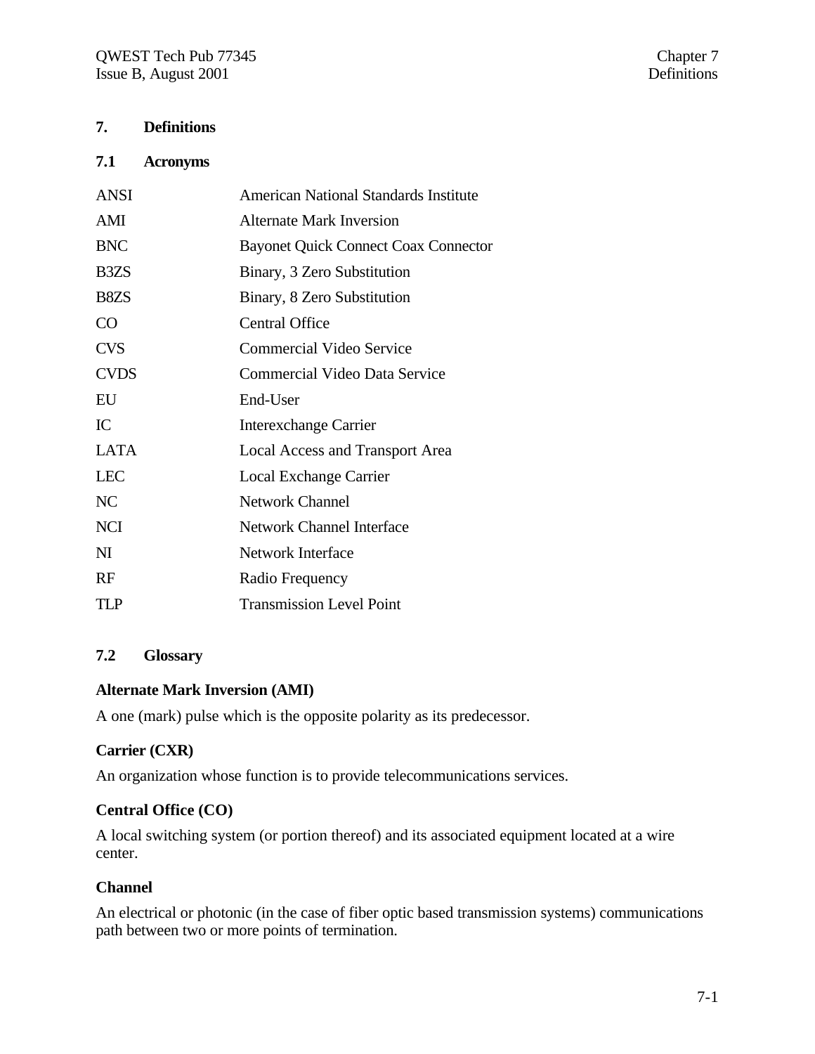## 7. Definitions

### 7.1 Acronyms

| | |
|---|---|
| ANSI | American National Standards Institute |
| AMI | Alternate Mark Inversion |
| BNC | Bayonet Quick Connect Coax Connector |
| B3ZS | Binary, 3 Zero Substitution |
| B8ZS | Binary, 8 Zero Substitution |
| CO | Central Office |
| CVS | Commercial Video Service |
| CVDS | Commercial Video Data Service |
| EU | End-User |
| IC | Interexchange Carrier |
| LATA | Local Access and Transport Area |
| LEC | Local Exchange Carrier |
| NC | Network Channel |
| NCI | Network Channel Interface |
| NI | Network Interface |
| RF | Radio Frequency |
| TLP | Transmission Level Point |

### 7.2 Glossary

**Alternate Mark Inversion (AMI)**

A one (mark) pulse which is the opposite polarity as its predecessor.

**Carrier (CXR)**

An organization whose function is to provide telecommunications services.

**Central Office (CO)**

A local switching system (or portion thereof) and its associated equipment located at a wire center.

**Channel**

An electrical or photonic (in the case of fiber optic based transmission systems) communications path between two or more points of termination.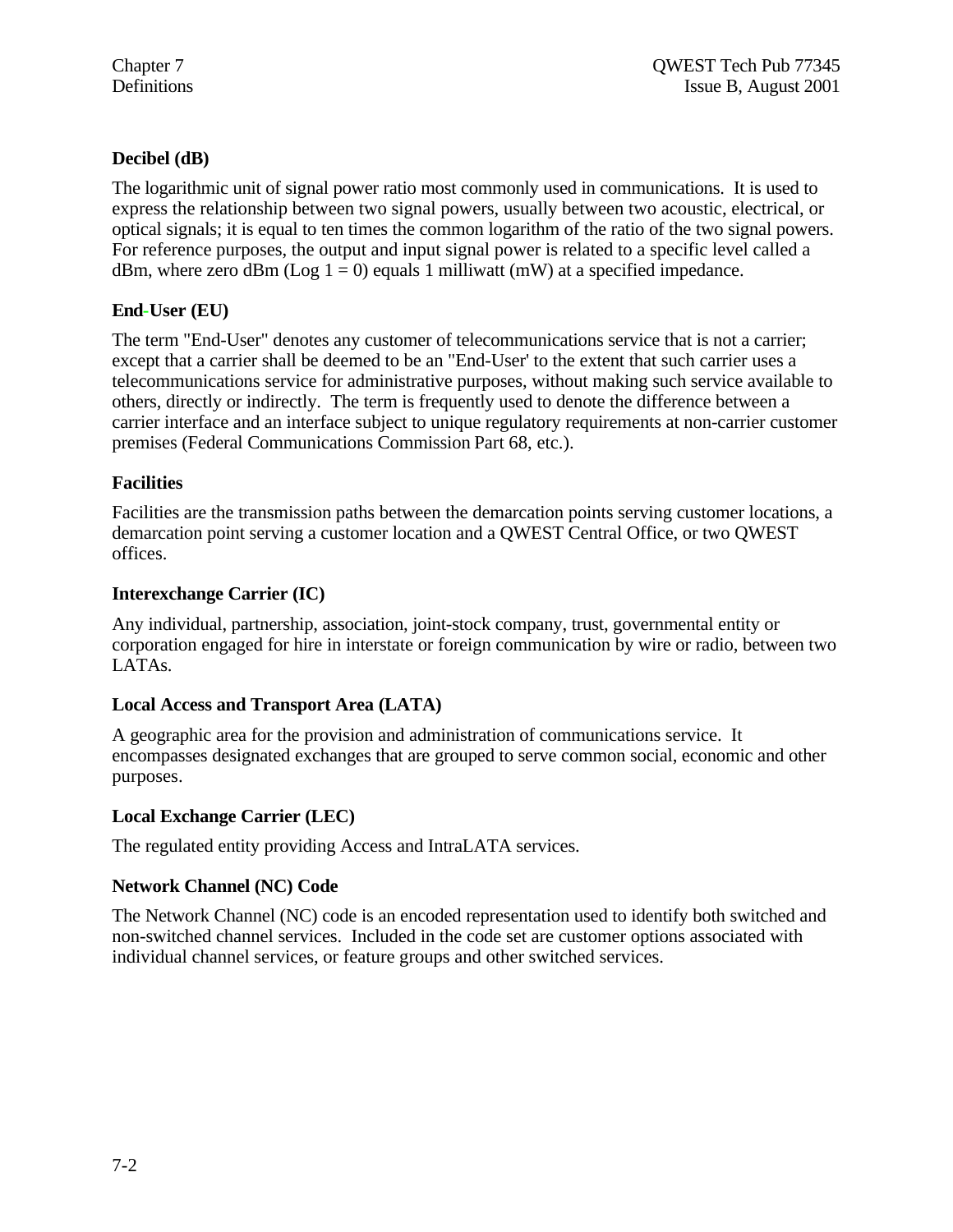### Decibel (dB)

The logarithmic unit of signal power ratio most commonly used in communications. It is used to express the relationship between two signal powers, usually between two acoustic, electrical, or optical signals; it is equal to ten times the common logarithm of the ratio of the two signal powers. For reference purposes, the output and input signal power is related to a specific level called a dBm, where zero dBm (Log 1 = 0) equals 1 milliwatt (mW) at a specified impedance.

### End-User (EU)

The term "End-User" denotes any customer of telecommunications service that is not a carrier; except that a carrier shall be deemed to be an "End-User' to the extent that such carrier uses a telecommunications service for administrative purposes, without making such service available to others, directly or indirectly. The term is frequently used to denote the difference between a carrier interface and an interface subject to unique regulatory requirements at non-carrier customer premises (Federal Communications Commission Part 68, etc.).

### Facilities

Facilities are the transmission paths between the demarcation points serving customer locations, a demarcation point serving a customer location and a QWEST Central Office, or two QWEST offices.

### Interexchange Carrier (IC)

Any individual, partnership, association, joint-stock company, trust, governmental entity or corporation engaged for hire in interstate or foreign communication by wire or radio, between two LATAs.

### Local Access and Transport Area (LATA)

A geographic area for the provision and administration of communications service. It encompasses designated exchanges that are grouped to serve common social, economic and other purposes.

### Local Exchange Carrier (LEC)

The regulated entity providing Access and IntraLATA services.

### Network Channel (NC) Code

The Network Channel (NC) code is an encoded representation used to identify both switched and non-switched channel services. Included in the code set are customer options associated with individual channel services, or feature groups and other switched services.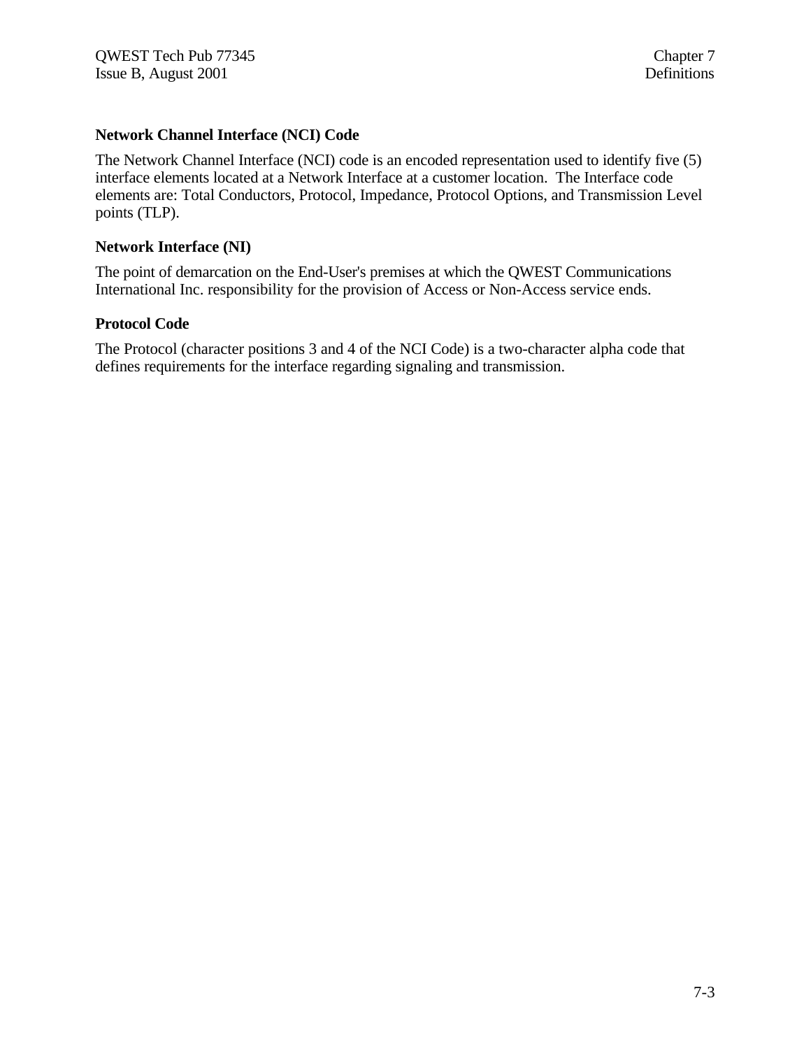### Network Channel Interface (NCI) Code

The Network Channel Interface (NCI) code is an encoded representation used to identify five (5) interface elements located at a Network Interface at a customer location.  The Interface code elements are: Total Conductors, Protocol, Impedance, Protocol Options, and Transmission Level points (TLP).

### Network Interface (NI)

The point of demarcation on the End-User's premises at which the QWEST Communications International Inc. responsibility for the provision of Access or Non-Access service ends.

### Protocol Code

The Protocol (character positions 3 and 4 of the NCI Code) is a two-character alpha code that defines requirements for the interface regarding signaling and transmission.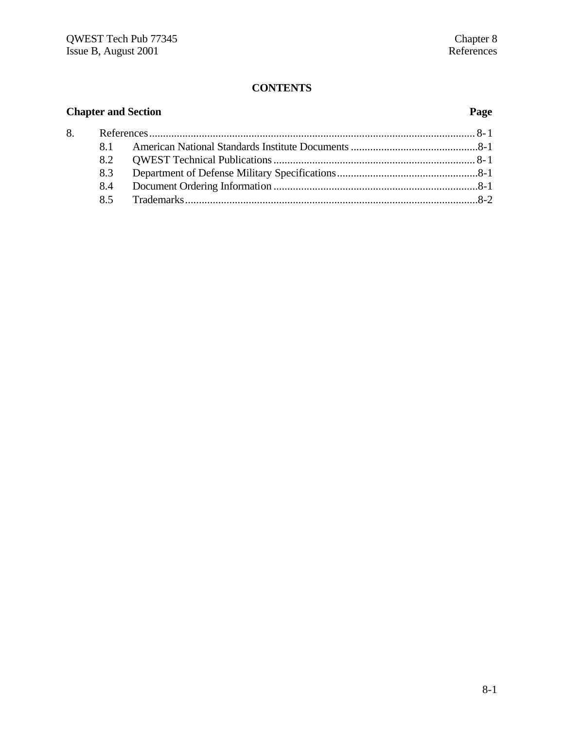**CONTENTS**

| Chapter and Section | | Page |
|---|---|---|
| 8. | References | 8-1 |
| 8.1 | American National Standards Institute Documents | 8-1 |
| 8.2 | QWEST Technical Publications | 8-1 |
| 8.3 | Department of Defense Military Specifications | 8-1 |
| 8.4 | Document Ordering Information | 8-1 |
| 8.5 | Trademarks | 8-2 |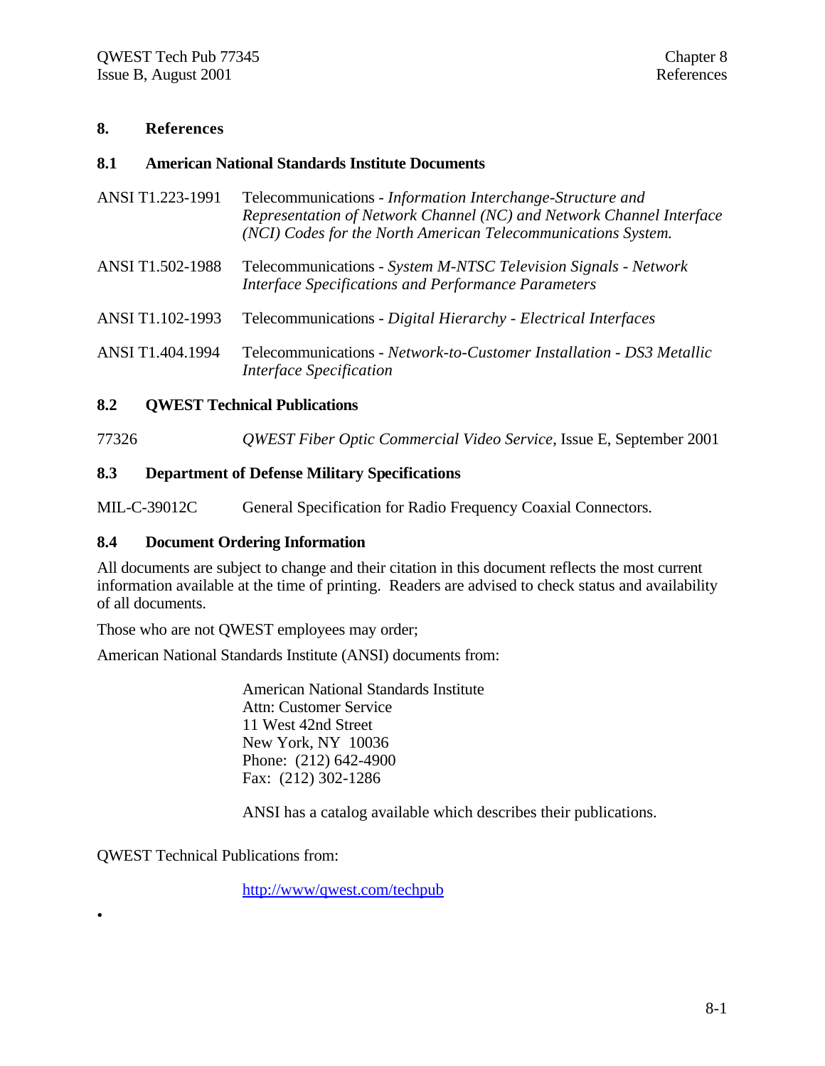# 8. References

## 8.1 American National Standards Institute Documents

| | |
|---|---|
| ANSI T1.223-1991 | Telecommunications - *Information Interchange-Structure and Representation of Network Channel (NC) and Network Channel Interface (NCI) Codes for the North American Telecommunications System.* |
| ANSI T1.502-1988 | Telecommunications - *System M-NTSC Television Signals - Network Interface Specifications and Performance Parameters* |
| ANSI T1.102-1993 | Telecommunications - *Digital Hierarchy - Electrical Interfaces* |
| ANSI T1.404.1994 | Telecommunications - *Network-to-Customer Installation - DS3 Metallic Interface Specification* |

## 8.2 QWEST Technical Publications

| | |
|---|---|
| 77326 | *QWEST Fiber Optic Commercial Video Service*, Issue E, September 2001 |

## 8.3 Department of Defense Military Specifications

| | |
|---|---|
| MIL-C-39012C | General Specification for Radio Frequency Coaxial Connectors. |

## 8.4 Document Ordering Information

All documents are subject to change and their citation in this document reflects the most current information available at the time of printing. Readers are advised to check status and availability of all documents.

Those who are not QWEST employees may order;

American National Standards Institute (ANSI) documents from:

American National Standards Institute
Attn: Customer Service
11 West 42nd Street
New York, NY 10036
Phone: (212) 642-4900
Fax: (212) 302-1286

ANSI has a catalog available which describes their publications.

QWEST Technical Publications from:

http://www/qwest.com/techpub

•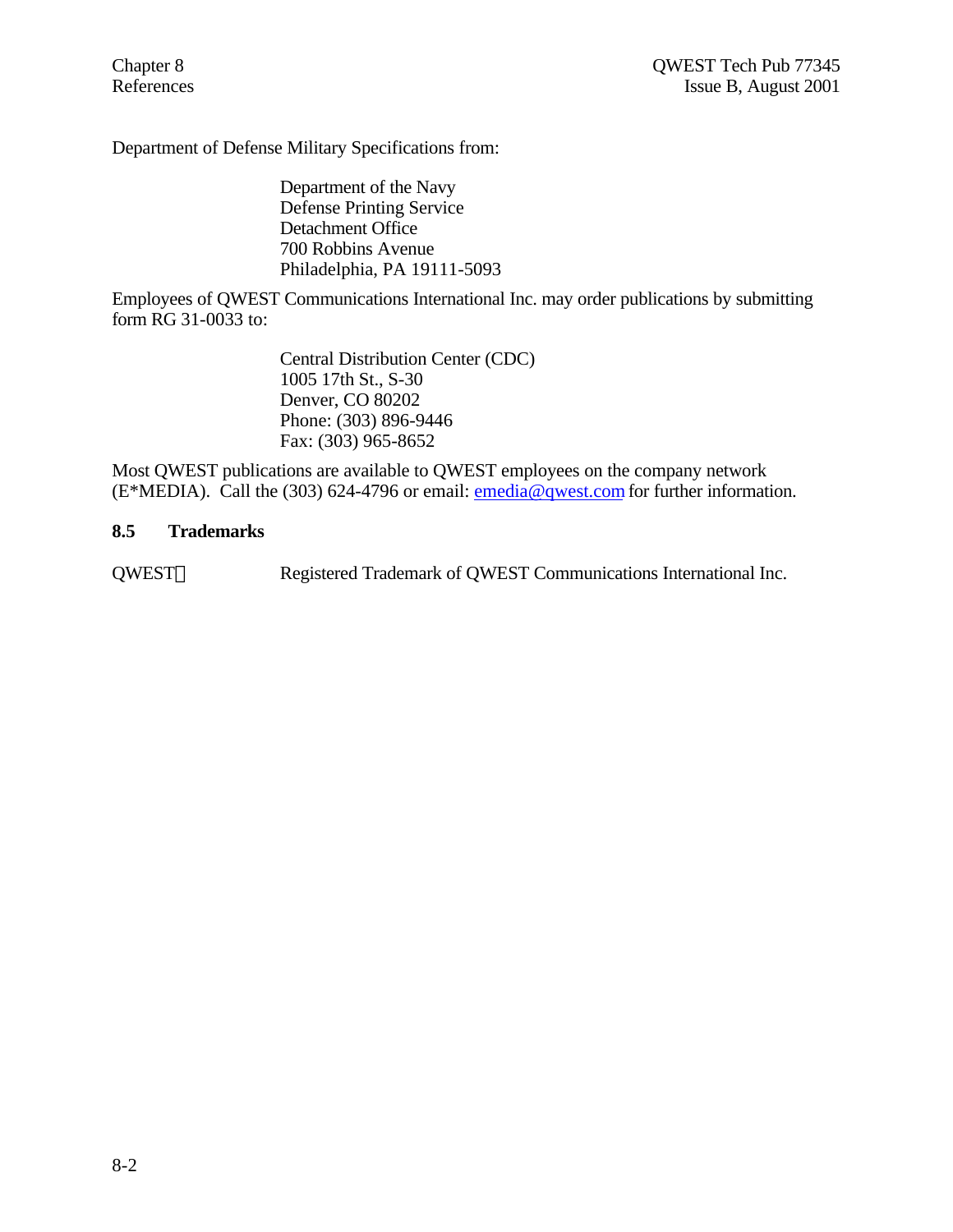Department of Defense Military Specifications from:

Department of the Navy
Defense Printing Service
Detachment Office
700 Robbins Avenue
Philadelphia, PA 19111-5093

Employees of QWEST Communications International Inc. may order publications by submitting form RG 31-0033 to:

Central Distribution Center (CDC)
1005 17th St., S-30
Denver, CO 80202
Phone: (303) 896-9446
Fax: (303) 965-8652

Most QWEST publications are available to QWEST employees on the company network (E*MEDIA). Call the (303) 624-4796 or email: emedia@qwest.com for further information.

## 8.5 Trademarks

| | |
|---|---|
| QWEST® | Registered Trademark of QWEST Communications International Inc. |